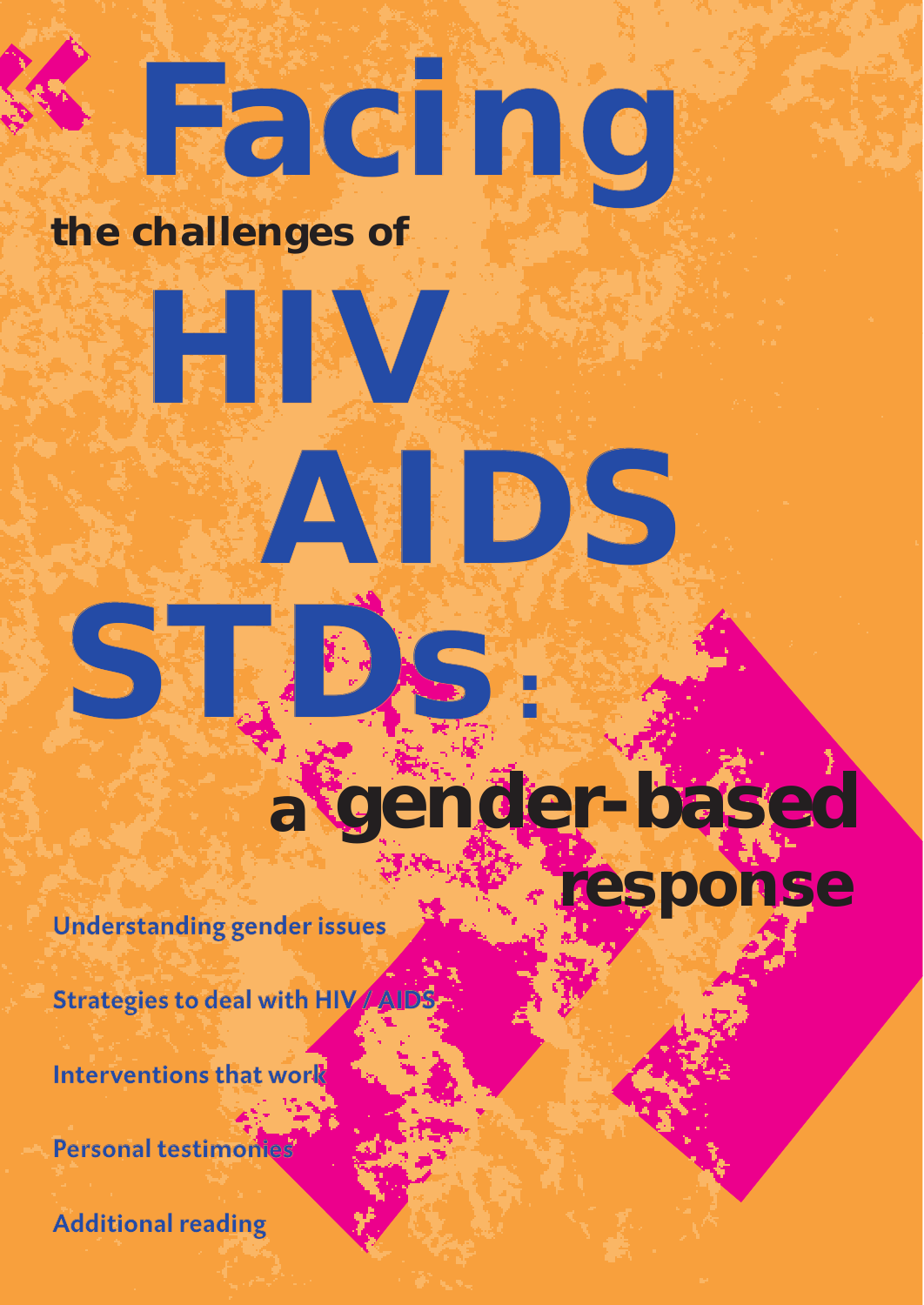# Facing the challenges of HIV AIDS STDs: a gender-based response

Understanding gender issues

Strategies to deal with HIV / AIDS

Interventions that work

Personal testimonies

Additional reading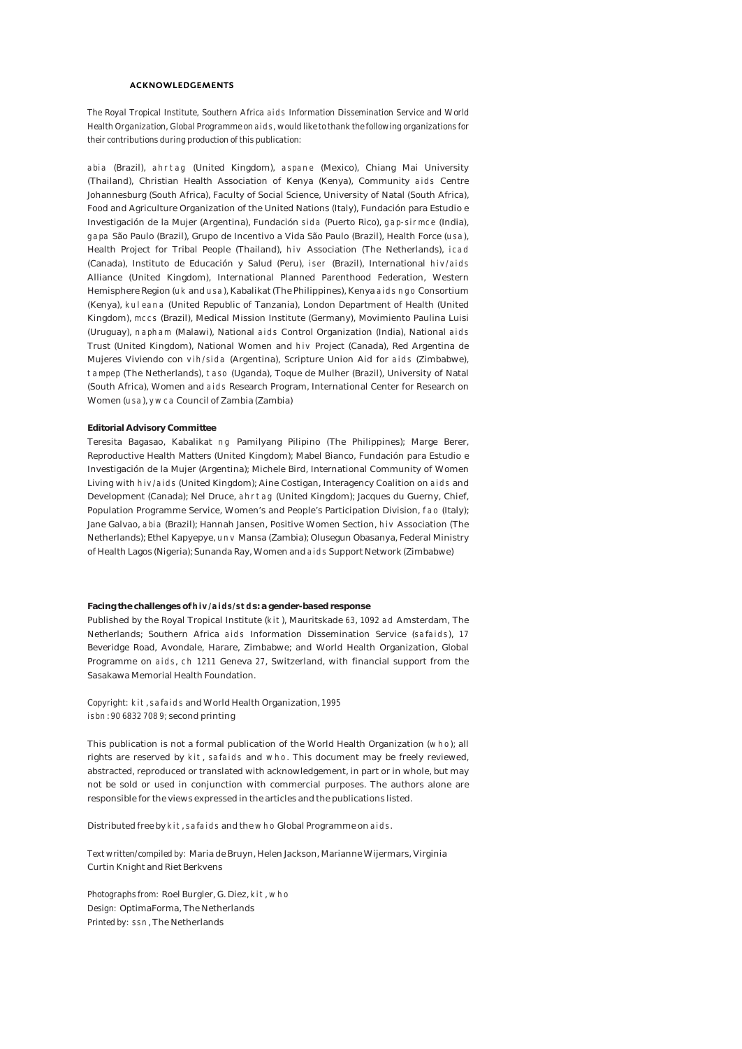## ACKNOWLEDGEMENTS

*The Royal Tropical Institute, Southern Africa aids Information Dissemination Service and World Health Organization, Global Programme on aids, would like to thank the following organizations for their contributions during production of this publication:*

abia (Brazil), ahrtag (United Kingdom), aspane (Mexico), Chiang Mai University (Thailand), Christian Health Association of Kenya (Kenya), Community aids Centre Johannesburg (South Africa), Faculty of Social Science, University of Natal (South Africa), Food and Agriculture Organization of the United Nations (Italy), Fundación para Estudio e Investigación de la Mujer (Argentina), Fundación sida (Puerto Rico), gap-sirmce (India), gapa São Paulo (Brazil), Grupo de Incentivo a Vida São Paulo (Brazil), Health Force (usa), Health Project for Tribal People (Thailand), hiv Association (The Netherlands), icad (Canada), Instituto de Educación y Salud (Peru), iser (Brazil), International hiv/aids Alliance (United Kingdom), International Planned Parenthood Federation, Western Hemisphere Region (uk and usa), Kabalikat (The Philippines), Kenya aids ngo Consortium (Kenya), kuleana (United Republic of Tanzania), London Department of Health (United Kingdom), mccs (Brazil), Medical Mission Institute (Germany), Movimiento Paulina Luisi (Uruguay), napham (Malawi), National aids Control Organization (India), National aids Trust (United Kingdom), National Women and hiv Project (Canada), Red Argentina de Mujeres Viviendo con vih/sida (Argentina), Scripture Union Aid for aids (Zimbabwe), tampep (The Netherlands), taso (Uganda), Toque de Mulher (Brazil), University of Natal (South Africa), Women and aids Research Program, International Center for Research on Women (usa), ywca Council of Zambia (Zambia)

**Editorial Advisory Committee**

Teresita Bagasao, Kabalikat ng Pamilyang Pilipino (The Philippines); Marge Berer, Reproductive Health Matters (United Kingdom); Mabel Bianco, Fundación para Estudio e Investigación de la Mujer (Argentina); Michele Bird, International Community of Women Living with hiv/aids (United Kingdom); Aine Costigan, Interagency Coalition on aids and Development (Canada); Nel Druce, ahrtag (United Kingdom); Jacques du Guerny, Chief, Population Programme Service, Women's and People's Participation Division, fao (Italy); Jane Galvao, abia (Brazil); Hannah Jansen, Positive Women Section, hiv Association (The Netherlands); Ethel Kapyepye, unv Mansa (Zambia); Olusegun Obasanya, Federal Ministry of Health Lagos (Nigeria); Sunanda Ray, Women and aids Support Network (Zimbabwe)

**Facing the challenges of hiv/aids/stds: a gender-based response**

Published by the Royal Tropical Institute (kit), Mauritskade 63, 1092 ad Amsterdam, The Netherlands; Southern Africa aids Information Dissemination Service (safaids), 17 Beveridge Road, Avondale, Harare, Zimbabwe; and World Health Organization, Global Programme on aids, ch 1211 Geneva 27, Switzerland, with financial support from the Sasakawa Memorial Health Foundation.

*Copyright:* kit, safaids and World Health Organization, 1995
isbn: 90 6832 708 9; second printing

This publication is not a formal publication of the World Health Organization (who); all rights are reserved by kit, safaids and who. This document may be freely reviewed, abstracted, reproduced or translated with acknowledgement, in part or in whole, but may not be sold or used in conjunction with commercial purposes. The authors alone are responsible for the views expressed in the articles and the publications listed.

Distributed free by kit, safaids and the who Global Programme on aids.

*Text written/compiled by:* Maria de Bruyn, Helen Jackson, Marianne Wijermars, Virginia Curtin Knight and Riet Berkvens

*Photographs from:* Roel Burgler, G. Diez, kit, who
*Design:* OptimaForma, The Netherlands
*Printed by:* ssn, The Netherlands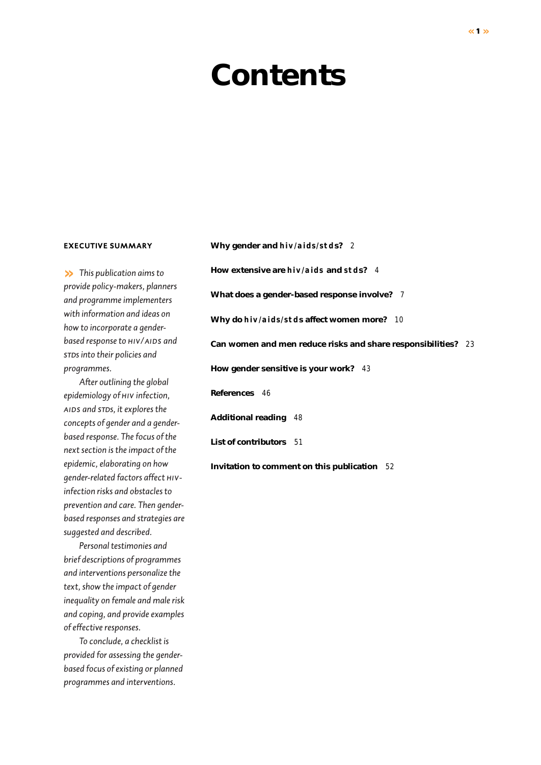# Contents

**EXECUTIVE SUMMARY**

» *This publication aims to provide policy-makers, planners and programme implementers with information and ideas on how to incorporate a gender-based response to HIV/AIDS and STDs into their policies and programmes.*

*After outlining the global epidemiology of HIV infection, AIDS and STDs, it explores the concepts of gender and a gender-based response. The focus of the next section is the impact of the epidemic, elaborating on how gender-related factors affect HIV-infection risks and obstacles to prevention and care. Then gender-based responses and strategies are suggested and described.*

*Personal testimonies and brief descriptions of programmes and interventions personalize the text, show the impact of gender inequality on female and male risk and coping, and provide examples of effective responses.*

*To conclude, a checklist is provided for assessing the gender-based focus of existing or planned programmes and interventions.*

**Why gender and HIV/AIDS/STDs?** 2

**How extensive are HIV/AIDS and STDs?** 4

**What does a gender-based response involve?** 7

**Why do HIV/AIDS/STDs affect women more?** 10

**Can women and men reduce risks and share responsibilities?** 23

**How gender sensitive is your work?** 43

**References** 46

**Additional reading** 48

**List of contributors** 51

**Invitation to comment on this publication** 52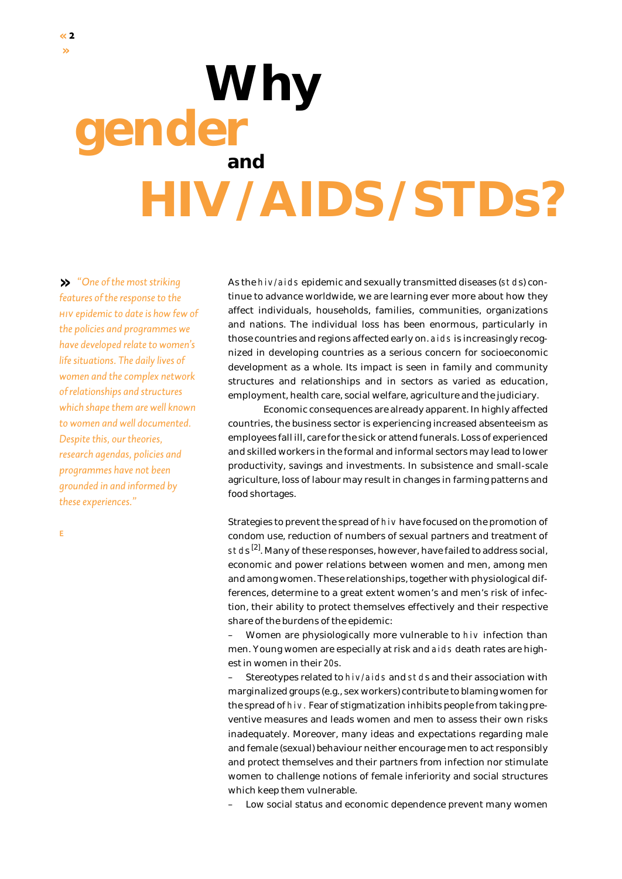# Why gender and HIV/AIDS/STDs?

*"One of the most striking features of the response to the HIV epidemic to date is how few of the policies and programmes we have developed relate to women's life situations. The daily lives of women and the complex network of relationships and structures which shape them are well known to women and well documented. Despite this, our theories, research agendas, policies and programmes have not been grounded in and informed by these experiences."*

E

As the HIV/AIDS epidemic and sexually transmitted diseases (STDs) continue to advance worldwide, we are learning ever more about how they affect individuals, households, families, communities, organizations and nations. The individual loss has been enormous, particularly in those countries and regions affected early on. AIDS is increasingly recognized in developing countries as a serious concern for socioeconomic development as a whole. Its impact is seen in family and community structures and relationships and in sectors as varied as education, employment, health care, social welfare, agriculture and the judiciary.

Economic consequences are already apparent. In highly affected countries, the business sector is experiencing increased absenteeism as employees fall ill, care for the sick or attend funerals. Loss of experienced and skilled workers in the formal and informal sectors may lead to lower productivity, savings and investments. In subsistence and small-scale agriculture, loss of labour may result in changes in farming patterns and food shortages.

Strategies to prevent the spread of HIV have focused on the promotion of condom use, reduction of numbers of sexual partners and treatment of STDs [2]. Many of these responses, however, have failed to address social, economic and power relations between women and men, among men and among women. These relationships, together with physiological differences, determine to a great extent women's and men's risk of infection, their ability to protect themselves effectively and their respective share of the burdens of the epidemic:

– Women are physiologically more vulnerable to HIV infection than men. Young women are especially at risk and AIDS death rates are highest in women in their 20s.

– Stereotypes related to HIV/AIDS and STDs and their association with marginalized groups (e.g., sex workers) contribute to blaming women for the spread of HIV. Fear of stigmatization inhibits people from taking preventive measures and leads women and men to assess their own risks inadequately. Moreover, many ideas and expectations regarding male and female (sexual) behaviour neither encourage men to act responsibly and protect themselves and their partners from infection nor stimulate women to challenge notions of female inferiority and social structures which keep them vulnerable.

– Low social status and economic dependence prevent many women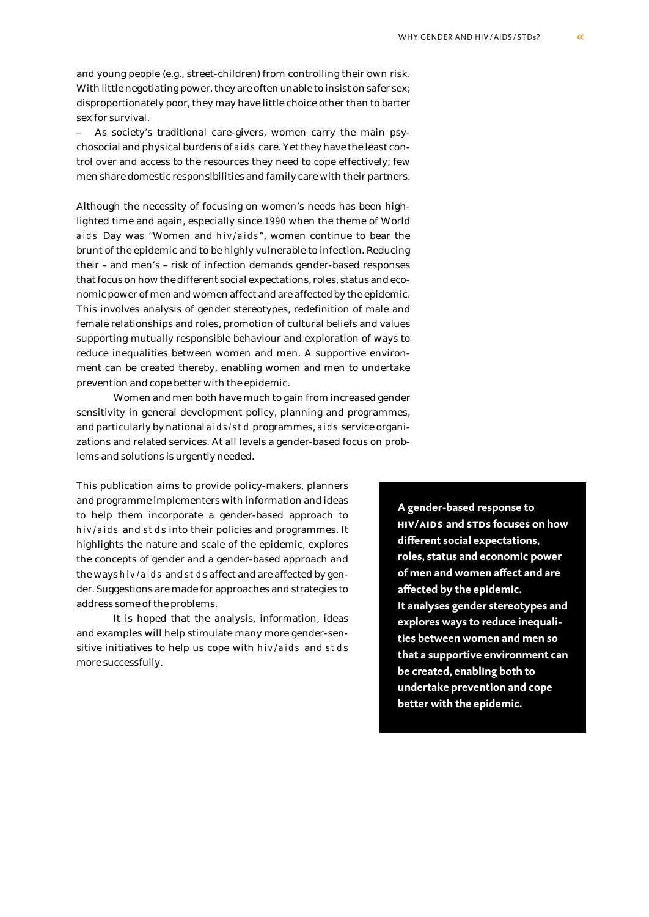and young people (e.g., street-children) from controlling their own risk. With little negotiating power, they are often unable to insist on safer sex; disproportionately poor, they may have little choice other than to barter sex for survival.

– As society's traditional care-givers, women carry the main psychosocial and physical burdens of AIDS care. Yet they have the least control over and access to the resources they need to cope effectively; few men share domestic responsibilities and family care with their partners.

Although the necessity of focusing on women's needs has been highlighted time and again, especially since 1990 when the theme of World AIDS Day was "Women and HIV/AIDS", women continue to bear the brunt of the epidemic and to be highly vulnerable to infection. Reducing their – and men's – risk of infection demands gender-based responses that focus on how the different social expectations, roles, status and economic power of men and women affect and are affected by the epidemic. This involves analysis of gender stereotypes, redefinition of male and female relationships and roles, promotion of cultural beliefs and values supporting mutually responsible behaviour and exploration of ways to reduce inequalities between women and men. A supportive environment can be created thereby, enabling women and men to undertake prevention and cope better with the epidemic.

Women and men both have much to gain from increased gender sensitivity in general development policy, planning and programmes, and particularly by national AIDS/STD programmes, AIDS service organizations and related services. At all levels a gender-based focus on problems and solutions is urgently needed.

This publication aims to provide policy-makers, planners and programme implementers with information and ideas to help them incorporate a gender-based approach to HIV/AIDS and STDs into their policies and programmes. It highlights the nature and scale of the epidemic, explores the concepts of gender and a gender-based approach and the ways HIV/AIDS and STDs affect and are affected by gender. Suggestions are made for approaches and strategies to address some of the problems.

It is hoped that the analysis, information, ideas and examples will help stimulate many more gender-sensitive initiatives to help us cope with HIV/AIDS and STDs more successfully.

**A gender-based response to HIV/AIDS and STDs focuses on how different social expectations, roles, status and economic power of men and women affect and are affected by the epidemic. It analyses gender stereotypes and explores ways to reduce inequalities between women and men so that a supportive environment can be created, enabling both to undertake prevention and cope better with the epidemic.**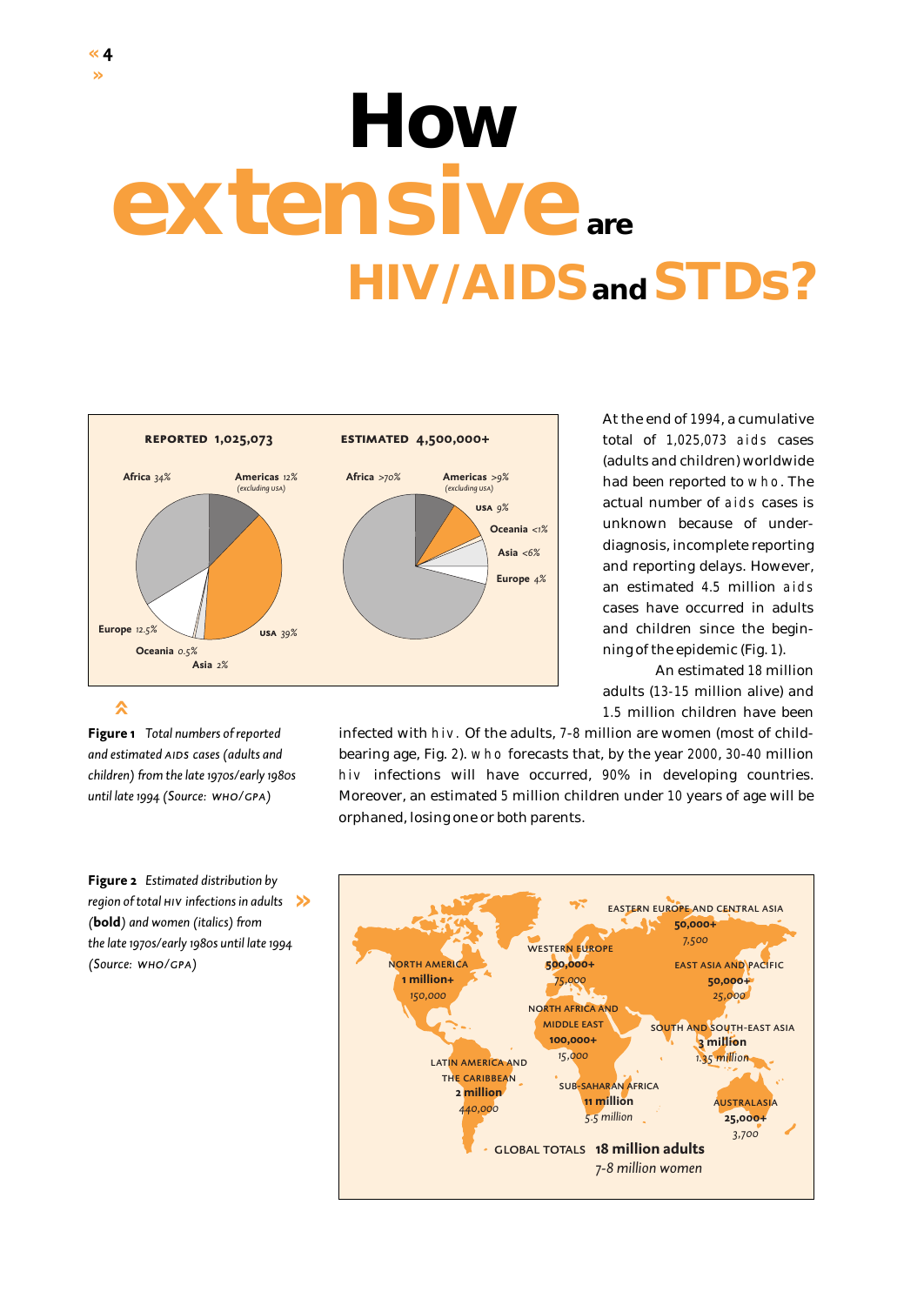# How extensive are HIV/AIDS and STDs?

At the end of 1994, a cumulative total of 1,025,073 AIDS cases (adults and children) worldwide had been reported to WHO. The actual number of AIDS cases is unknown because of under-diagnosis, incomplete reporting and reporting delays. However, an estimated 4.5 million AIDS cases have occurred in adults and children since the beginning of the epidemic (Fig. 1).

An estimated 18 million adults (13-15 million alive) and 1.5 million children have been infected with HIV. Of the adults, 7-8 million are women (most of child-bearing age, Fig. 2). WHO forecasts that, by the year 2000, 30-40 million HIV infections will have occurred, 90% in developing countries. Moreover, an estimated 5 million children under 10 years of age will be orphaned, losing one or both parents.

**REPORTED 1,025,073**

Africa 34%; Americas 12% (excluding USA); USA 39%; Europe 12.5%; Oceania 0.5%; Asia 2%

**ESTIMATED 4,500,000+**

Africa >70%; Americas >9% (excluding USA); USA 9%; Oceania <1%; Asia <6%; Europe 4%

**Figure 1** *Total numbers of reported and estimated AIDS cases (adults and children) from the late 1970s/early 1980s until late 1994 (Source: WHO/GPA)*

**Figure 2** *Estimated distribution by region of total HIV infections in adults (**bold**) and women (italics) from the late 1970s/early 1980s until late 1994 (Source: WHO/GPA)*

| Region | Adults | Women |
|---|---|---|
| North America | **1 million+** | *150,000* |
| Latin America and the Caribbean | **2 million** | *440,000* |
| Western Europe | **500,000+** | *75,000* |
| North Africa and Middle East | **100,000+** | *15,000* |
| Sub-Saharan Africa | **11 million** | *5.5 million* |
| Eastern Europe and Central Asia | **50,000+** | *7,500* |
| East Asia and Pacific | **50,000+** | *25,000* |
| South and South-East Asia | **3 million** | *1.35 million* |
| Australasia | **25,000+** | *3,700* |
| Global totals | **18 million adults** | *7-8 million women* |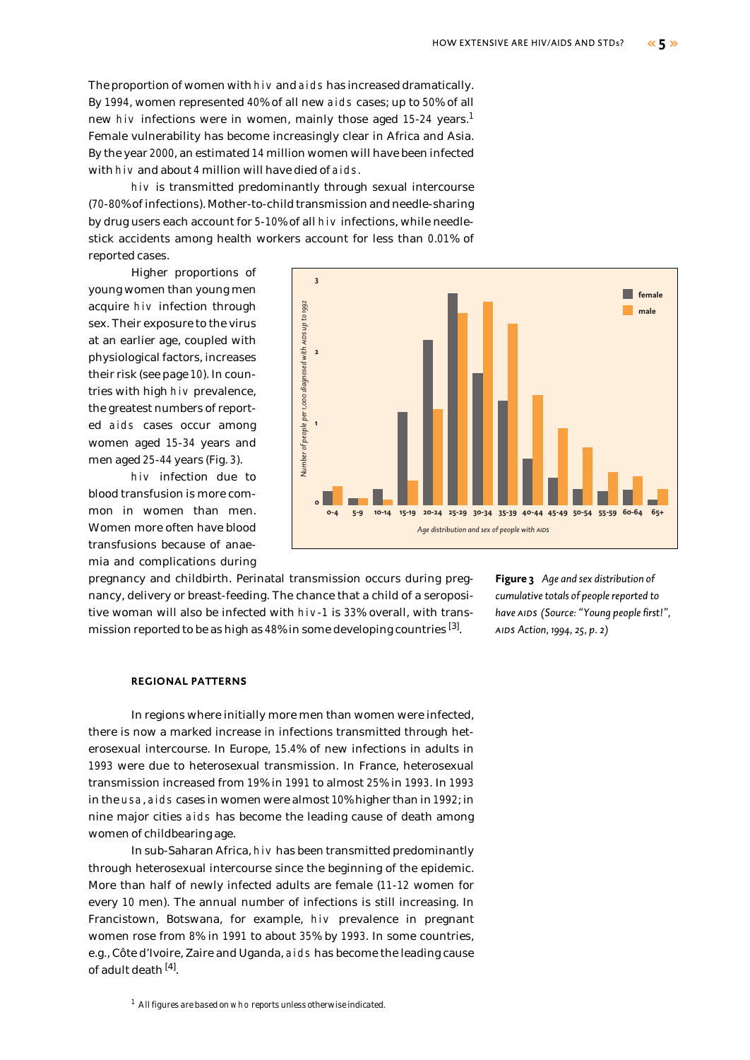The proportion of women with HIV and AIDS has increased dramatically. By 1994, women represented 40% of all new AIDS cases; up to 50% of all new HIV infections were in women, mainly those aged 15-24 years.[1] Female vulnerability has become increasingly clear in Africa and Asia. By the year 2000, an estimated 14 million women will have been infected with HIV and about 4 million will have died of AIDS.

HIV is transmitted predominantly through sexual intercourse (70-80% of infections). Mother-to-child transmission and needle-sharing by drug users each account for 5-10% of all HIV infections, while needle-stick accidents among health workers account for less than 0.01% of reported cases.

Higher proportions of young women than young men acquire HIV infection through sex. Their exposure to the virus at an earlier age, coupled with physiological factors, increases their risk (see page 10). In countries with high HIV prevalence, the greatest numbers of reported AIDS cases occur among women aged 15-34 years and men aged 25-44 years (Fig. 3).

HIV infection due to blood transfusion is more common in women than men. Women more often have blood transfusions because of anaemia and complications during pregnancy and childbirth. Perinatal transmission occurs during pregnancy, delivery or breast-feeding. The chance that a child of a seropositive woman will also be infected with HIV-1 is 33% overall, with transmission reported to be as high as 48% in some developing countries [3].

**Figure 3** *Age and sex distribution of cumulative totals of people reported to have AIDS (Source: "Young people first!", AIDS Action, 1994, 25, p. 2)*

## REGIONAL PATTERNS

In regions where initially more men than women were infected, there is now a marked increase in infections transmitted through heterosexual intercourse. In Europe, 15.4% of new infections in adults in 1993 were due to heterosexual transmission. In France, heterosexual transmission increased from 19% in 1991 to almost 25% in 1993. In 1993 in the USA, AIDS cases in women were almost 10% higher than in 1992; in nine major cities AIDS has become the leading cause of death among women of childbearing age.

In sub-Saharan Africa, HIV has been transmitted predominantly through heterosexual intercourse since the beginning of the epidemic. More than half of newly infected adults are female (11-12 women for every 10 men). The annual number of infections is still increasing. In Francistown, Botswana, for example, HIV prevalence in pregnant women rose from 8% in 1991 to about 35% by 1993. In some countries, e.g., Côte d'Ivoire, Zaire and Uganda, AIDS has become the leading cause of adult death [4].

[1] All figures are based on WHO reports unless otherwise indicated.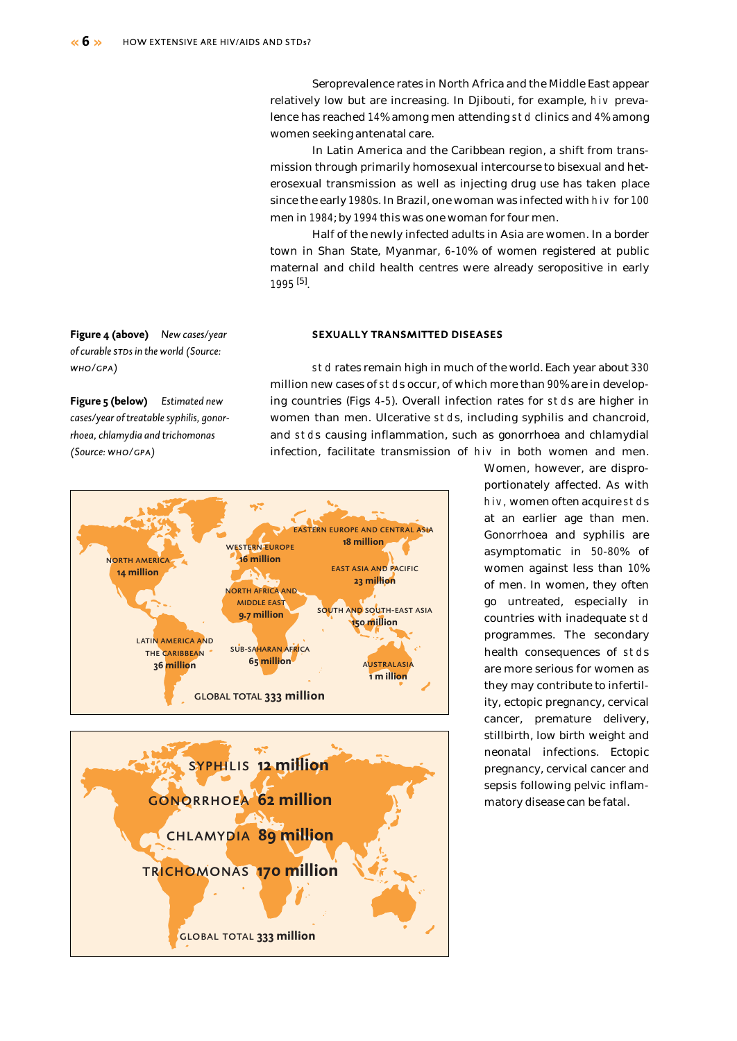Seroprevalence rates in North Africa and the Middle East appear relatively low but are increasing. In Djibouti, for example, HIV prevalence has reached 14% among men attending STD clinics and 4% among women seeking antenatal care.

In Latin America and the Caribbean region, a shift from transmission through primarily homosexual intercourse to bisexual and heterosexual transmission as well as injecting drug use has taken place since the early 1980s. In Brazil, one woman was infected with HIV for 100 men in 1984; by 1994 this was one woman for four men.

Half of the newly infected adults in Asia are women. In a border town in Shan State, Myanmar, 6-10% of women registered at public maternal and child health centres were already seropositive in early 1995 [5].

## SEXUALLY TRANSMITTED DISEASES

STD rates remain high in much of the world. Each year about 330 million new cases of STDs occur, of which more than 90% are in developing countries (Figs 4-5). Overall infection rates for STDs are higher in women than men. Ulcerative STDs, including syphilis and chancroid, and STDs causing inflammation, such as gonorrhoea and chlamydial infection, facilitate transmission of HIV in both women and men. Women, however, are disproportionately affected. As with HIV, women often acquire STDs at an earlier age than men. Gonorrhoea and syphilis are asymptomatic in 50-80% of women against less than 10% of men. In women, they often go untreated, especially in countries with inadequate STD programmes. The secondary health consequences of STDs are more serious for women as they may contribute to infertility, ectopic pregnancy, cervical cancer, premature delivery, stillbirth, low birth weight and neonatal infections. Ectopic pregnancy, cervical cancer and sepsis following pelvic inflammatory disease can be fatal.

**Figure 4 (above)** *New cases/year of curable STDs in the world (Source: WHO/GPA)*

NORTH AMERICA 14 million
LATIN AMERICA AND THE CARIBBEAN 36 million
WESTERN EUROPE 16 million
NORTH AFRICA AND MIDDLE EAST 9.7 million
SUB-SAHARAN AFRICA 65 million
EASTERN EUROPE AND CENTRAL ASIA 18 million
EAST ASIA AND PACIFIC 23 million
SOUTH AND SOUTH-EAST ASIA 150 million
AUSTRALASIA 1 million
GLOBAL TOTAL 333 million

**Figure 5 (below)** *Estimated new cases/year of treatable syphilis, gonorrhoea, chlamydia and trichomonas (Source: WHO/GPA)*

SYPHILIS 12 million
GONORRHOEA 62 million
CHLAMYDIA 89 million
TRICHOMONAS 170 million
GLOBAL TOTAL 333 million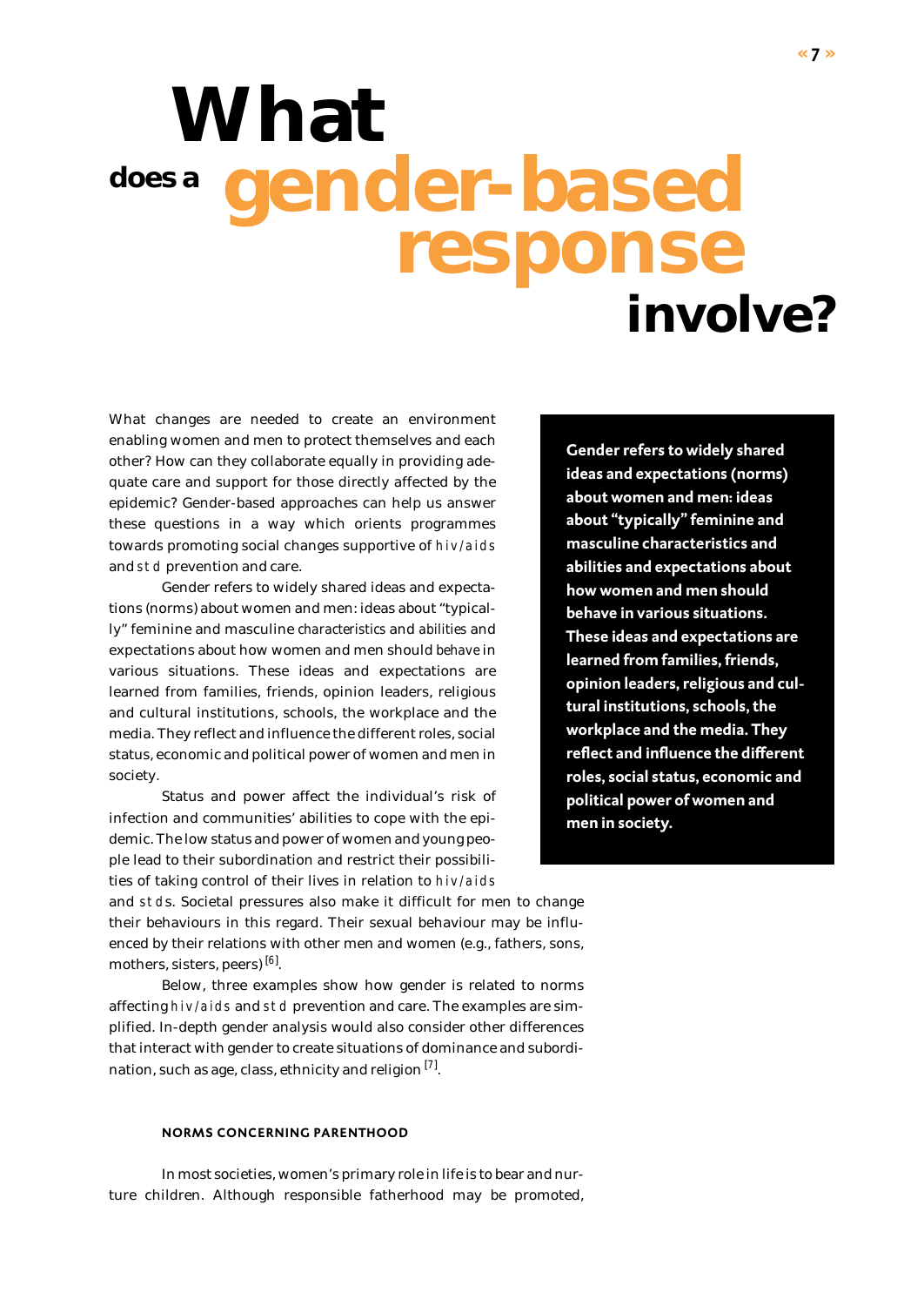# What does a gender-based response involve?

What changes are needed to create an environment enabling women and men to protect themselves and each other? How can they collaborate equally in providing adequate care and support for those directly affected by the epidemic? Gender-based approaches can help us answer these questions in a way which orients programmes towards promoting social changes supportive of HIV/AIDS and STD prevention and care.

Gender refers to widely shared ideas and expectations (norms) about women and men: ideas about "typically" feminine and masculine characteristics and abilities and expectations about how women and men should behave in various situations. These ideas and expectations are learned from families, friends, opinion leaders, religious and cultural institutions, schools, the workplace and the media. They reflect and influence the different roles, social status, economic and political power of women and men in society.

**Gender refers to widely shared ideas and expectations (norms) about women and men: ideas about "typically" feminine and masculine characteristics and abilities and expectations about how women and men should behave in various situations. These ideas and expectations are learned from families, friends, opinion leaders, religious and cultural institutions, schools, the workplace and the media. They reflect and influence the different roles, social status, economic and political power of women and men in society.**

Status and power affect the individual's risk of infection and communities' abilities to cope with the epidemic. The low status and power of women and young people lead to their subordination and restrict their possibilities of taking control of their lives in relation to HIV/AIDS and STDs. Societal pressures also make it difficult for men to change their behaviours in this regard. Their sexual behaviour may be influenced by their relations with other men and women (e.g., fathers, sons, mothers, sisters, peers) [6].

Below, three examples show how gender is related to norms affecting HIV/AIDS and STD prevention and care. The examples are simplified. In-depth gender analysis would also consider other differences that interact with gender to create situations of dominance and subordination, such as age, class, ethnicity and religion [7].

#### NORMS CONCERNING PARENTHOOD

In most societies, women's primary role in life is to bear and nurture children. Although responsible fatherhood may be promoted,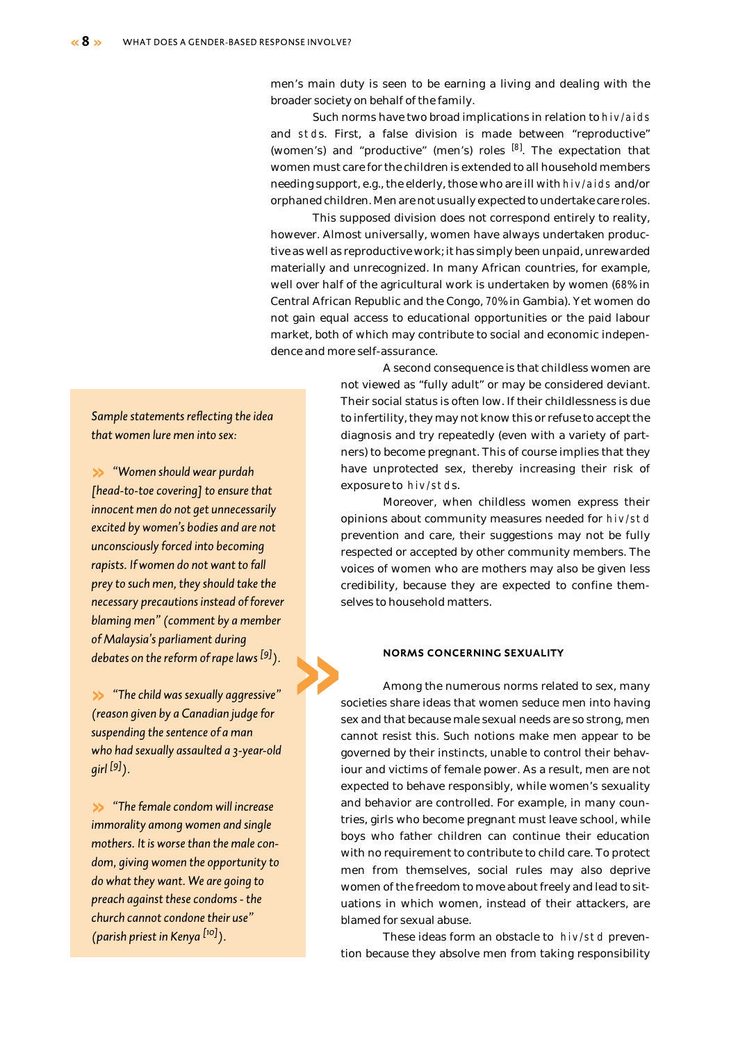men's main duty is seen to be earning a living and dealing with the broader society on behalf of the family.

Such norms have two broad implications in relation to hiv/aids and stds. First, a false division is made between "reproductive" (women's) and "productive" (men's) roles [8]. The expectation that women must care for the children is extended to all household members needing support, e.g., the elderly, those who are ill with hiv/aids and/or orphaned children. Men are not usually expected to undertake care roles.

This supposed division does not correspond entirely to reality, however. Almost universally, women have always undertaken productive as well as reproductive work; it has simply been unpaid, unrewarded materially and unrecognized. In many African countries, for example, well over half of the agricultural work is undertaken by women (68% in Central African Republic and the Congo, 70% in Gambia). Yet women do not gain equal access to educational opportunities or the paid labour market, both of which may contribute to social and economic independence and more self-assurance.

A second consequence is that childless women are not viewed as "fully adult" or may be considered deviant. Their social status is often low. If their childlessness is due to infertility, they may not know this or refuse to accept the diagnosis and try repeatedly (even with a variety of partners) to become pregnant. This of course implies that they have unprotected sex, thereby increasing their risk of exposure to hiv/stds.

Moreover, when childless women express their opinions about community measures needed for hiv/std prevention and care, their suggestions may not be fully respected or accepted by other community members. The voices of women who are mothers may also be given less credibility, because they are expected to confine themselves to household matters.

*Sample statements reflecting the idea that women lure men into sex:*

- *"Women should wear purdah [head-to-toe covering] to ensure that innocent men do not get unnecessarily excited by women's bodies and are not unconsciously forced into becoming rapists. If women do not want to fall prey to such men, they should take the necessary precautions instead of forever blaming men" (comment by a member of Malaysia's parliament during debates on the reform of rape laws [9]).*
- *"The child was sexually aggressive" (reason given by a Canadian judge for suspending the sentence of a man who had sexually assaulted a 3-year-old girl [9]).*
- *"The female condom will increase immorality among women and single mothers. It is worse than the male condom, giving women the opportunity to do what they want. We are going to preach against these condoms - the church cannot condone their use" (parish priest in Kenya [10]).*

#### NORMS CONCERNING SEXUALITY

Among the numerous norms related to sex, many societies share ideas that women seduce men into having sex and that because male sexual needs are so strong, men cannot resist this. Such notions make men appear to be governed by their instincts, unable to control their behaviour and victims of female power. As a result, men are not expected to behave responsibly, while women's sexuality and behavior are controlled. For example, in many countries, girls who become pregnant must leave school, while boys who father children can continue their education with no requirement to contribute to child care. To protect men from themselves, social rules may also deprive women of the freedom to move about freely and lead to situations in which women, instead of their attackers, are blamed for sexual abuse.

These ideas form an obstacle to hiv/std prevention because they absolve men from taking responsibility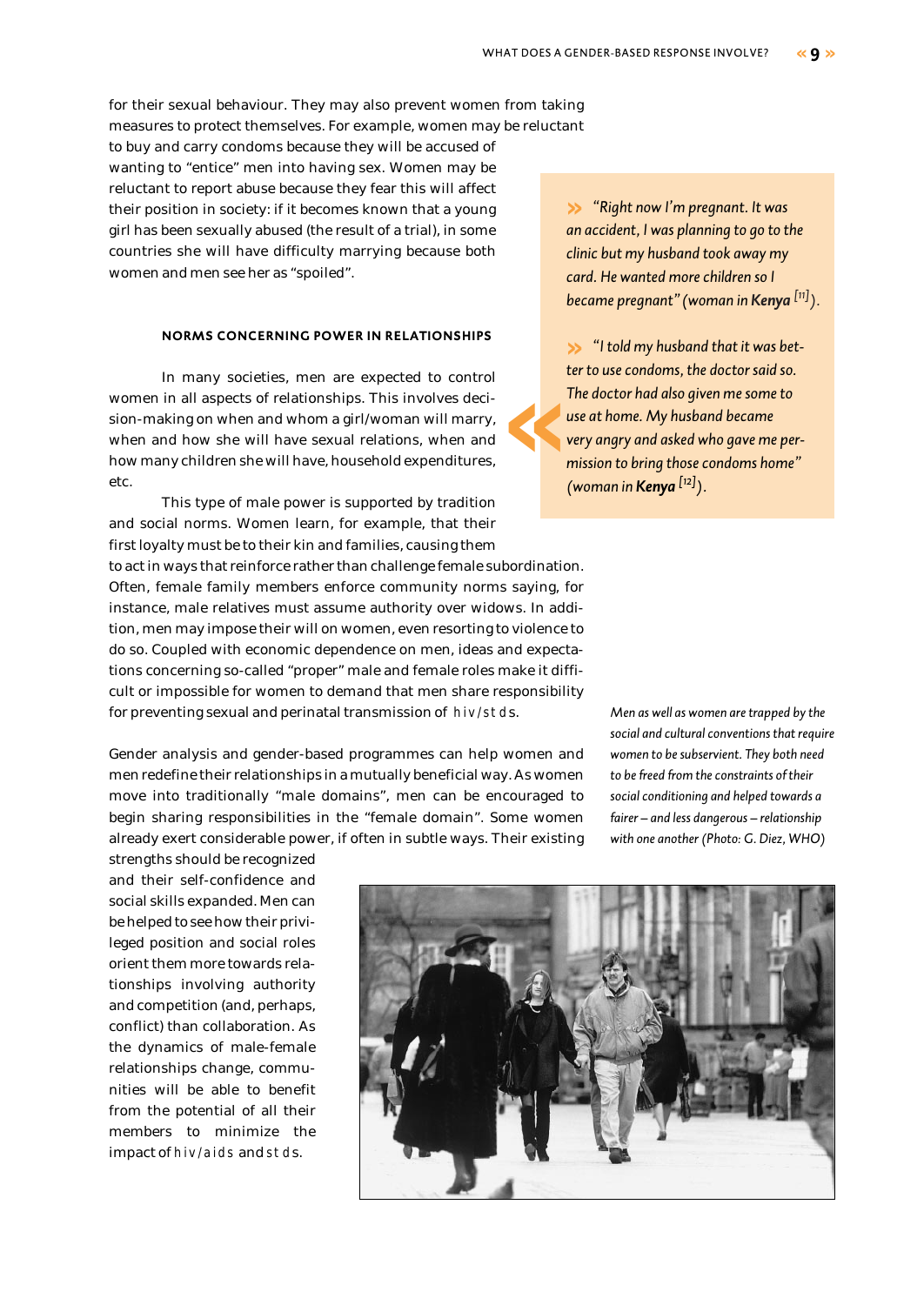for their sexual behaviour. They may also prevent women from taking measures to protect themselves. For example, women may be reluctant to buy and carry condoms because they will be accused of wanting to "entice" men into having sex. Women may be reluctant to report abuse because they fear this will affect their position in society: if it becomes known that a young girl has been sexually abused (the result of a trial), in some countries she will have difficulty marrying because both women and men see her as "spoiled".

> *"Right now I'm pregnant. It was an accident, I was planning to go to the clinic but my husband took away my card. He wanted more children so I became pregnant" (woman in* ***Kenya*** *[11]).*

> *"I told my husband that it was better to use condoms, the doctor said so. The doctor had also given me some to use at home. My husband became very angry and asked who gave me permission to bring those condoms home" (woman in* ***Kenya*** *[12]).*

#### NORMS CONCERNING POWER IN RELATIONSHIPS

In many societies, men are expected to control women in all aspects of relationships. This involves decision-making on when and whom a girl/woman will marry, when and how she will have sexual relations, when and how many children she will have, household expenditures, etc.

This type of male power is supported by tradition and social norms. Women learn, for example, that their first loyalty must be to their kin and families, causing them to act in ways that reinforce rather than challenge female subordination. Often, female family members enforce community norms saying, for instance, male relatives must assume authority over widows. In addition, men may impose their will on women, even resorting to violence to do so. Coupled with economic dependence on men, ideas and expectations concerning so-called "proper" male and female roles make it difficult or impossible for women to demand that men share responsibility for preventing sexual and perinatal transmission of HIV/STDs.

Gender analysis and gender-based programmes can help women and men redefine their relationships in a mutually beneficial way. As women move into traditionally "male domains", men can be encouraged to begin sharing responsibilities in the "female domain". Some women already exert considerable power, if often in subtle ways. Their existing strengths should be recognized and their self-confidence and social skills expanded. Men can be helped to see how their privileged position and social roles orient them more towards relationships involving authority and competition (and, perhaps, conflict) than collaboration. As the dynamics of male-female relationships change, communities will be able to benefit from the potential of all their members to minimize the impact of HIV/AIDS and STDs.

*Men as well as women are trapped by the social and cultural conventions that require women to be subservient. They both need to be freed from the constraints of their social conditioning and helped towards a fairer – and less dangerous – relationship with one another (Photo: G. Diez, WHO)*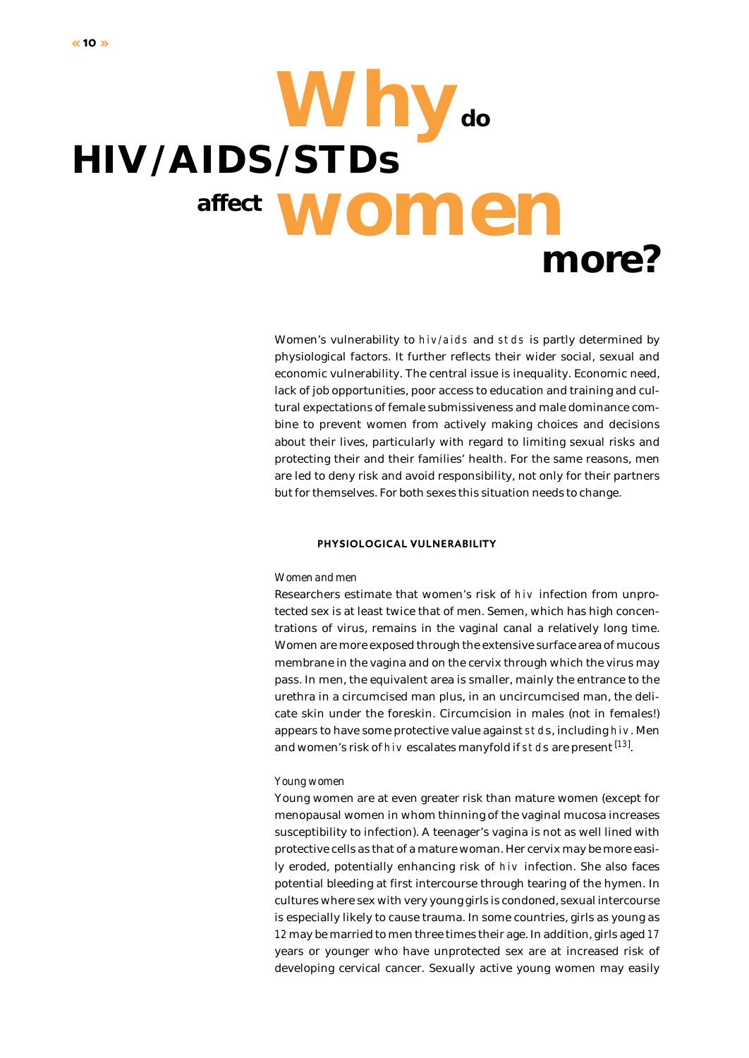# Why do HIV/AIDS/STDs affect women more?

Women's vulnerability to HIV/AIDS and STDs is partly determined by physiological factors. It further reflects their wider social, sexual and economic vulnerability. The central issue is inequality. Economic need, lack of job opportunities, poor access to education and training and cultural expectations of female submissiveness and male dominance combine to prevent women from actively making choices and decisions about their lives, particularly with regard to limiting sexual risks and protecting their and their families' health. For the same reasons, men are led to deny risk and avoid responsibility, not only for their partners but for themselves. For both sexes this situation needs to change.

## PHYSIOLOGICAL VULNERABILITY

*Women and men*

Researchers estimate that women's risk of HIV infection from unprotected sex is at least twice that of men. Semen, which has high concentrations of virus, remains in the vaginal canal a relatively long time. Women are more exposed through the extensive surface area of mucous membrane in the vagina and on the cervix through which the virus may pass. In men, the equivalent area is smaller, mainly the entrance to the urethra in a circumcised man plus, in an uncircumcised man, the delicate skin under the foreskin. Circumcision in males (not in females!) appears to have some protective value against STDs, including HIV. Men and women's risk of HIV escalates manyfold if STDs are present [13].

*Young women*

Young women are at even greater risk than mature women (except for menopausal women in whom thinning of the vaginal mucosa increases susceptibility to infection). A teenager's vagina is not as well lined with protective cells as that of a mature woman. Her cervix may be more easily eroded, potentially enhancing risk of HIV infection. She also faces potential bleeding at first intercourse through tearing of the hymen. In cultures where sex with very young girls is condoned, sexual intercourse is especially likely to cause trauma. In some countries, girls as young as 12 may be married to men three times their age. In addition, girls aged 17 years or younger who have unprotected sex are at increased risk of developing cervical cancer. Sexually active young women may easily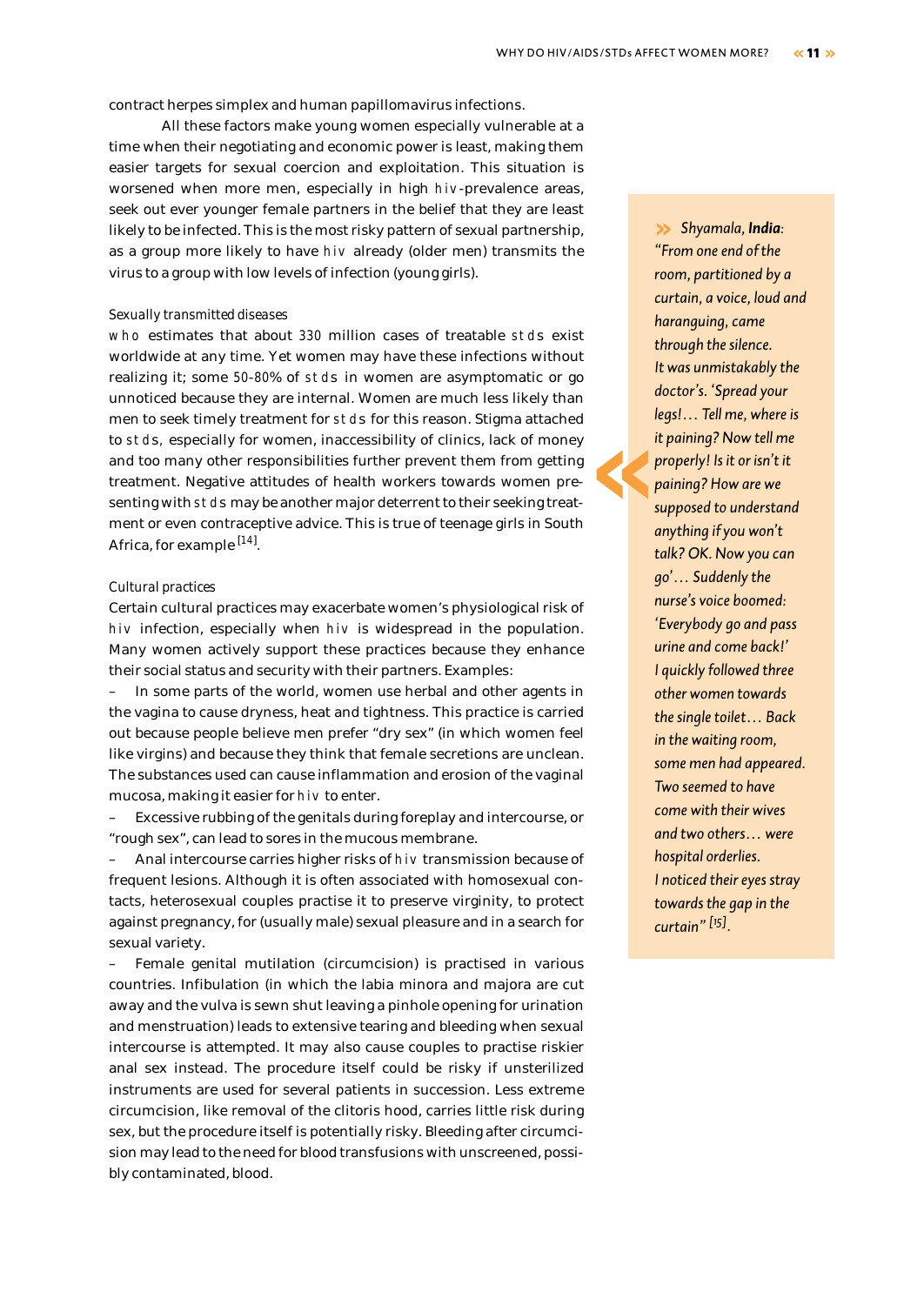contract herpes simplex and human papillomavirus infections.

All these factors make young women especially vulnerable at a time when their negotiating and economic power is least, making them easier targets for sexual coercion and exploitation. This situation is worsened when more men, especially in high HIV-prevalence areas, seek out ever younger female partners in the belief that they are least likely to be infected. This is the most risky pattern of sexual partnership, as a group more likely to have HIV already (older men) transmits the virus to a group with low levels of infection (young girls).

### Sexually transmitted diseases

WHO estimates that about 330 million cases of treatable STDs exist worldwide at any time. Yet women may have these infections without realizing it; some 50-80% of STDs in women are asymptomatic or go unnoticed because they are internal. Women are much less likely than men to seek timely treatment for STDs for this reason. Stigma attached to STDs, especially for women, inaccessibility of clinics, lack of money and too many other responsibilities further prevent them from getting treatment. Negative attitudes of health workers towards women presenting with STDs may be another major deterrent to their seeking treatment or even contraceptive advice. This is true of teenage girls in South Africa, for example [14].

### Cultural practices

Certain cultural practices may exacerbate women's physiological risk of HIV infection, especially when HIV is widespread in the population. Many women actively support these practices because they enhance their social status and security with their partners. Examples:

- In some parts of the world, women use herbal and other agents in the vagina to cause dryness, heat and tightness. This practice is carried out because people believe men prefer "dry sex" (in which women feel like virgins) and because they think that female secretions are unclean. The substances used can cause inflammation and erosion of the vaginal mucosa, making it easier for HIV to enter.
- Excessive rubbing of the genitals during foreplay and intercourse, or "rough sex", can lead to sores in the mucous membrane.
- Anal intercourse carries higher risks of HIV transmission because of frequent lesions. Although it is often associated with homosexual contacts, heterosexual couples practise it to preserve virginity, to protect against pregnancy, for (usually male) sexual pleasure and in a search for sexual variety.
- Female genital mutilation (circumcision) is practised in various countries. Infibulation (in which the labia minora and majora are cut away and the vulva is sewn shut leaving a pinhole opening for urination and menstruation) leads to extensive tearing and bleeding when sexual intercourse is attempted. It may also cause couples to practise riskier anal sex instead. The procedure itself could be risky if unsterilized instruments are used for several patients in succession. Less extreme circumcision, like removal of the clitoris hood, carries little risk during sex, but the procedure itself is potentially risky. Bleeding after circumcision may lead to the need for blood transfusions with unscreened, possibly contaminated, blood.

> *Shyamala, **India**: "From one end of the room, partitioned by a curtain, a voice, loud and haranguing, came through the silence. It was unmistakably the doctor's. 'Spread your legs!… Tell me, where is it paining? Now tell me properly! Is it or isn't it paining? How are we supposed to understand anything if you won't talk? OK. Now you can go'… Suddenly the nurse's voice boomed: 'Everybody go and pass urine and come back!' I quickly followed three other women towards the single toilet… Back in the waiting room, some men had appeared. Two seemed to have come with their wives and two others… were hospital orderlies. I noticed their eyes stray towards the gap in the curtain" [15].*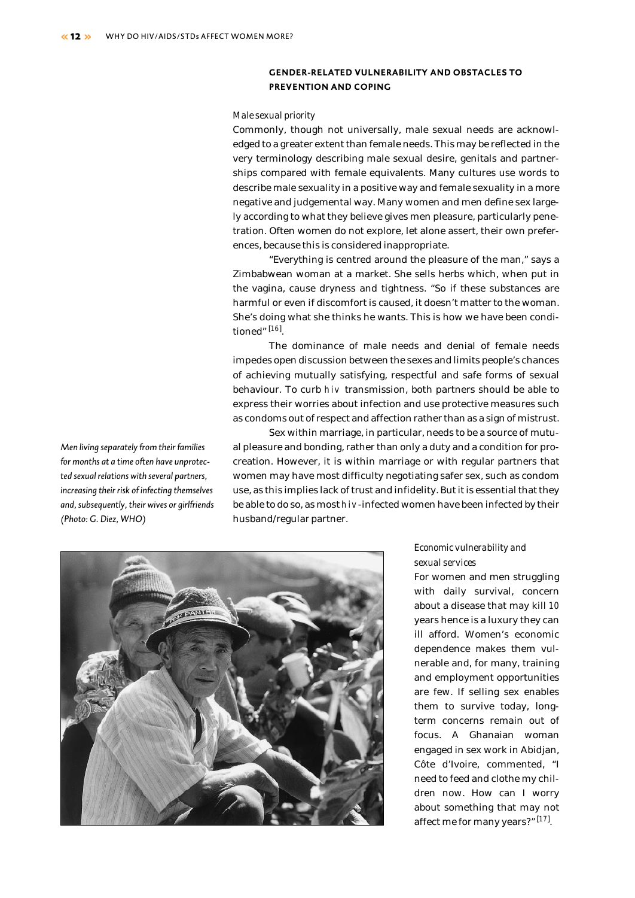### GENDER-RELATED VULNERABILITY AND OBSTACLES TO PREVENTION AND COPING

*Male sexual priority*

Commonly, though not universally, male sexual needs are acknowledged to a greater extent than female needs. This may be reflected in the very terminology describing male sexual desire, genitals and partnerships compared with female equivalents. Many cultures use words to describe male sexuality in a positive way and female sexuality in a more negative and judgemental way. Many women and men define sex largely according to what they believe gives men pleasure, particularly penetration. Often women do not explore, let alone assert, their own preferences, because this is considered inappropriate.

"Everything is centred around the pleasure of the man," says a Zimbabwean woman at a market. She sells herbs which, when put in the vagina, cause dryness and tightness. "So if these substances are harmful or even if discomfort is caused, it doesn't matter to the woman. She's doing what she thinks he wants. This is how we have been conditioned"[16].

The dominance of male needs and denial of female needs impedes open discussion between the sexes and limits people's chances of achieving mutually satisfying, respectful and safe forms of sexual behaviour. To curb HIV transmission, both partners should be able to express their worries about infection and use protective measures such as condoms out of respect and affection rather than as a sign of mistrust.

Sex within marriage, in particular, needs to be a source of mutual pleasure and bonding, rather than only a duty and a condition for procreation. However, it is within marriage or with regular partners that women may have most difficulty negotiating safer sex, such as condom use, as this implies lack of trust and infidelity. But it is essential that they be able to do so, as most HIV-infected women have been infected by their husband/regular partner.

*Men living separately from their families for months at a time often have unprotected sexual relations with several partners, increasing their risk of infecting themselves and, subsequently, their wives or girlfriends (Photo: G. Diez, WHO)*

*Economic vulnerability and sexual services*

For women and men struggling with daily survival, concern about a disease that may kill 10 years hence is a luxury they can ill afford. Women's economic dependence makes them vulnerable and, for many, training and employment opportunities are few. If selling sex enables them to survive today, long-term concerns remain out of focus. A Ghanaian woman engaged in sex work in Abidjan, Côte d'Ivoire, commented, "I need to feed and clothe my children now. How can I worry about something that may not affect me for many years?"[17].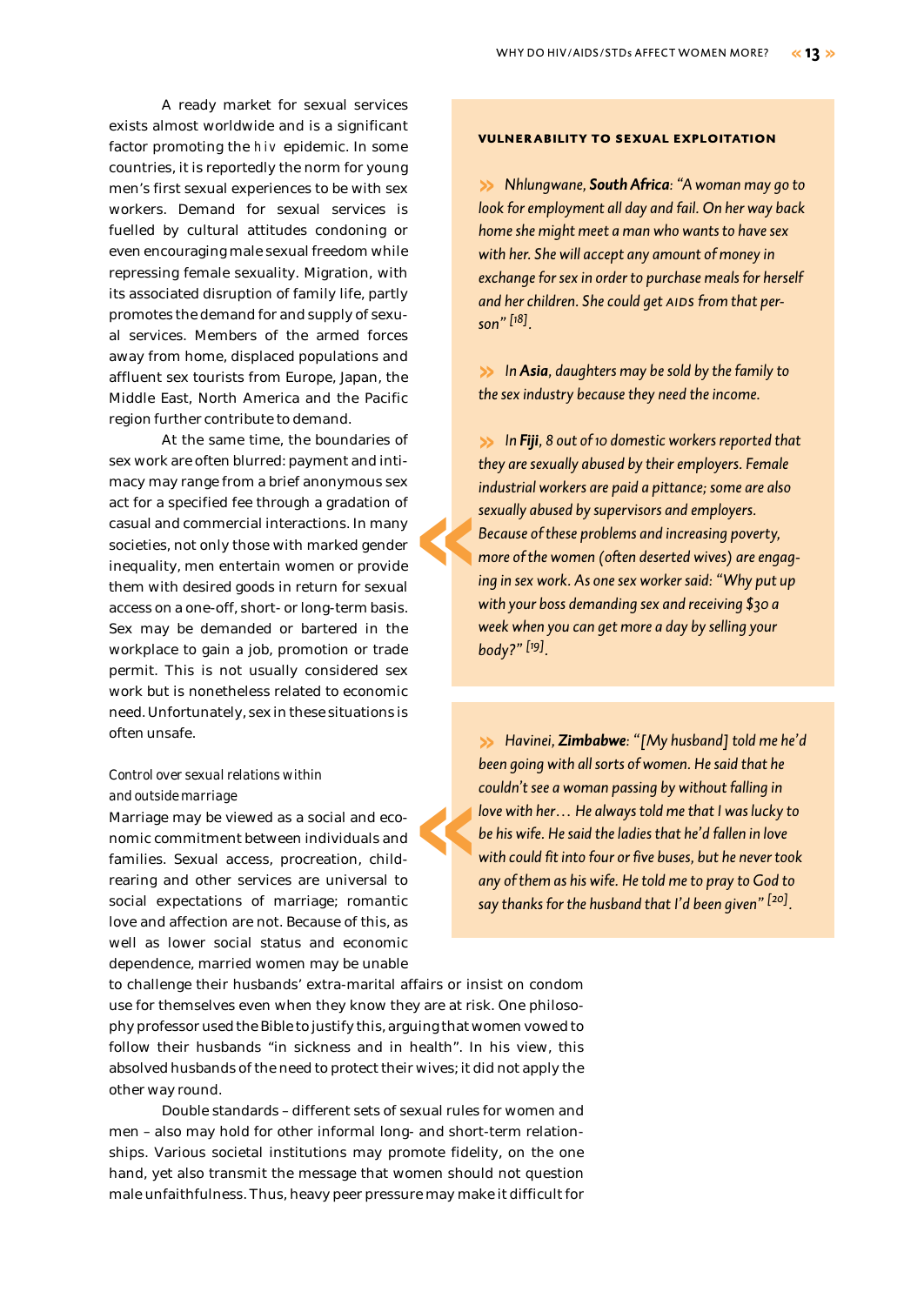A ready market for sexual services exists almost worldwide and is a significant factor promoting the HIV epidemic. In some countries, it is reportedly the norm for young men's first sexual experiences to be with sex workers. Demand for sexual services is fuelled by cultural attitudes condoning or even encouraging male sexual freedom while repressing female sexuality. Migration, with its associated disruption of family life, partly promotes the demand for and supply of sexual services. Members of the armed forces away from home, displaced populations and affluent sex tourists from Europe, Japan, the Middle East, North America and the Pacific region further contribute to demand.

At the same time, the boundaries of sex work are often blurred: payment and intimacy may range from a brief anonymous sex act for a specified fee through a gradation of casual and commercial interactions. In many societies, not only those with marked gender inequality, men entertain women or provide them with desired goods in return for sexual access on a one-off, short- or long-term basis. Sex may be demanded or bartered in the workplace to gain a job, promotion or trade permit. This is not usually considered sex work but is nonetheless related to economic need. Unfortunately, sex in these situations is often unsafe.

### Control over sexual relations within and outside marriage

Marriage may be viewed as a social and economic commitment between individuals and families. Sexual access, procreation, child-rearing and other services are universal to social expectations of marriage; romantic love and affection are not. Because of this, as well as lower social status and economic dependence, married women may be unable to challenge their husbands' extra-marital affairs or insist on condom use for themselves even when they know they are at risk. One philosophy professor used the Bible to justify this, arguing that women vowed to follow their husbands "in sickness and in health". In his view, this absolved husbands of the need to protect their wives; it did not apply the other way round.

Double standards – different sets of sexual rules for women and men – also may hold for other informal long- and short-term relationships. Various societal institutions may promote fidelity, on the one hand, yet also transmit the message that women should not question male unfaithfulness. Thus, heavy peer pressure may make it difficult for

> **VULNERABILITY TO SEXUAL EXPLOITATION**
>
> *Nhlungwane, **South Africa**: "A woman may go to look for employment all day and fail. On her way back home she might meet a man who wants to have sex with her. She will accept any amount of money in exchange for sex in order to purchase meals for herself and her children. She could get AIDS from that person"* [18].
>
> *In **Asia**, daughters may be sold by the family to the sex industry because they need the income.*
>
> *In **Fiji**, 8 out of 10 domestic workers reported that they are sexually abused by their employers. Female industrial workers are paid a pittance; some are also sexually abused by supervisors and employers. Because of these problems and increasing poverty, more of the women (often deserted wives) are engaging in sex work. As one sex worker said: "Why put up with your boss demanding sex and receiving $30 a week when you can get more a day by selling your body?"* [19].

> *Havinei, **Zimbabwe**: "[My husband] told me he'd been going with all sorts of women. He said that he couldn't see a woman passing by without falling in love with her… He always told me that I was lucky to be his wife. He said the ladies that he'd fallen in love with could fit into four or five buses, but he never took any of them as his wife. He told me to pray to God to say thanks for the husband that I'd been given"* [20].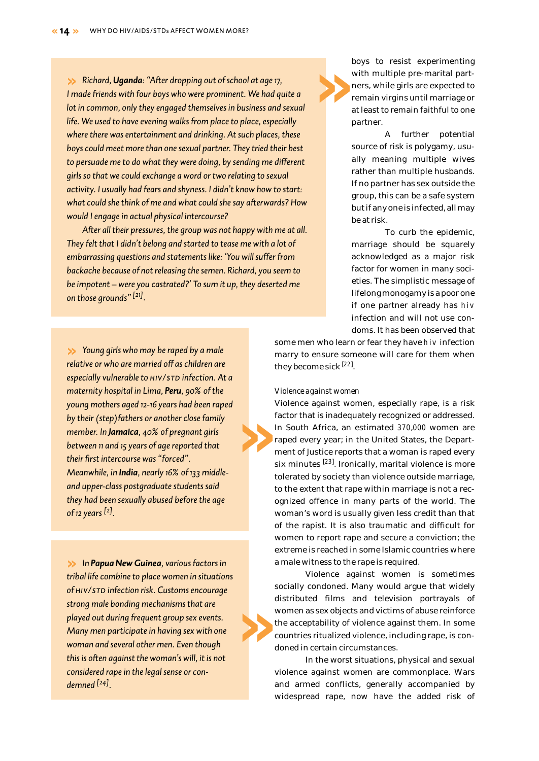» *Richard, **Uganda**: "After dropping out of school at age 17, I made friends with four boys who were prominent. We had quite a lot in common, only they engaged themselves in business and sexual life. We used to have evening walks from place to place, especially where there was entertainment and drinking. At such places, these boys could meet more than one sexual partner. They tried their best to persuade me to do what they were doing, by sending me different girls so that we could exchange a word or two relating to sexual activity. I usually had fears and shyness. I didn't know how to start: what could she think of me and what could she say afterwards? How would I engage in actual physical intercourse?*

*After all their pressures, the group was not happy with me at all. They felt that I didn't belong and started to tease me with a lot of embarrassing questions and statements like: 'You will suffer from backache because of not releasing the semen. Richard, you seem to be impotent – were you castrated?' To sum it up, they deserted me on those grounds" [21].*

boys to resist experimenting with multiple pre-marital partners, while girls are expected to remain virgins until marriage or at least to remain faithful to one partner.

A further potential source of risk is polygamy, usually meaning multiple wives rather than multiple husbands. If no partner has sex outside the group, this can be a safe system but if any one is infected, all may be at risk.

To curb the epidemic, marriage should be squarely acknowledged as a major risk factor for women in many societies. The simplistic message of lifelong monogamy is a poor one if one partner already has HIV infection and will not use condoms. It has been observed that some men who learn or fear they have HIV infection marry to ensure someone will care for them when they become sick [22].

» *Young girls who may be raped by a male relative or who are married off as children are especially vulnerable to HIV/STD infection. At a maternity hospital in Lima, **Peru**, 90% of the young mothers aged 12-16 years had been raped by their (step)fathers or another close family member. In **Jamaica**, 40% of pregnant girls between 11 and 15 years of age reported that their first intercourse was "forced". Meanwhile, in **India**, nearly 16% of 133 middle- and upper-class postgraduate students said they had been sexually abused before the age of 12 years [2].*

### Violence against women

Violence against women, especially rape, is a risk factor that is inadequately recognized or addressed. In South Africa, an estimated 370,000 women are raped every year; in the United States, the Department of Justice reports that a woman is raped every six minutes [23]. Ironically, marital violence is more tolerated by society than violence outside marriage, to the extent that rape within marriage is not a recognized offence in many parts of the world. The woman's word is usually given less credit than that of the rapist. It is also traumatic and difficult for women to report rape and secure a conviction; the extreme is reached in some Islamic countries where a male witness to the rape is required.

Violence against women is sometimes socially condoned. Many would argue that widely distributed films and television portrayals of women as sex objects and victims of abuse reinforce the acceptability of violence against them. In some countries ritualized violence, including rape, is condoned in certain circumstances.

» *In **Papua New Guinea**, various factors in tribal life combine to place women in situations of HIV/STD infection risk. Customs encourage strong male bonding mechanisms that are played out during frequent group sex events. Many men participate in having sex with one woman and several other men. Even though this is often against the woman's will, it is not considered rape in the legal sense or condemned [24].*

In the worst situations, physical and sexual violence against women are commonplace. Wars and armed conflicts, generally accompanied by widespread rape, now have the added risk of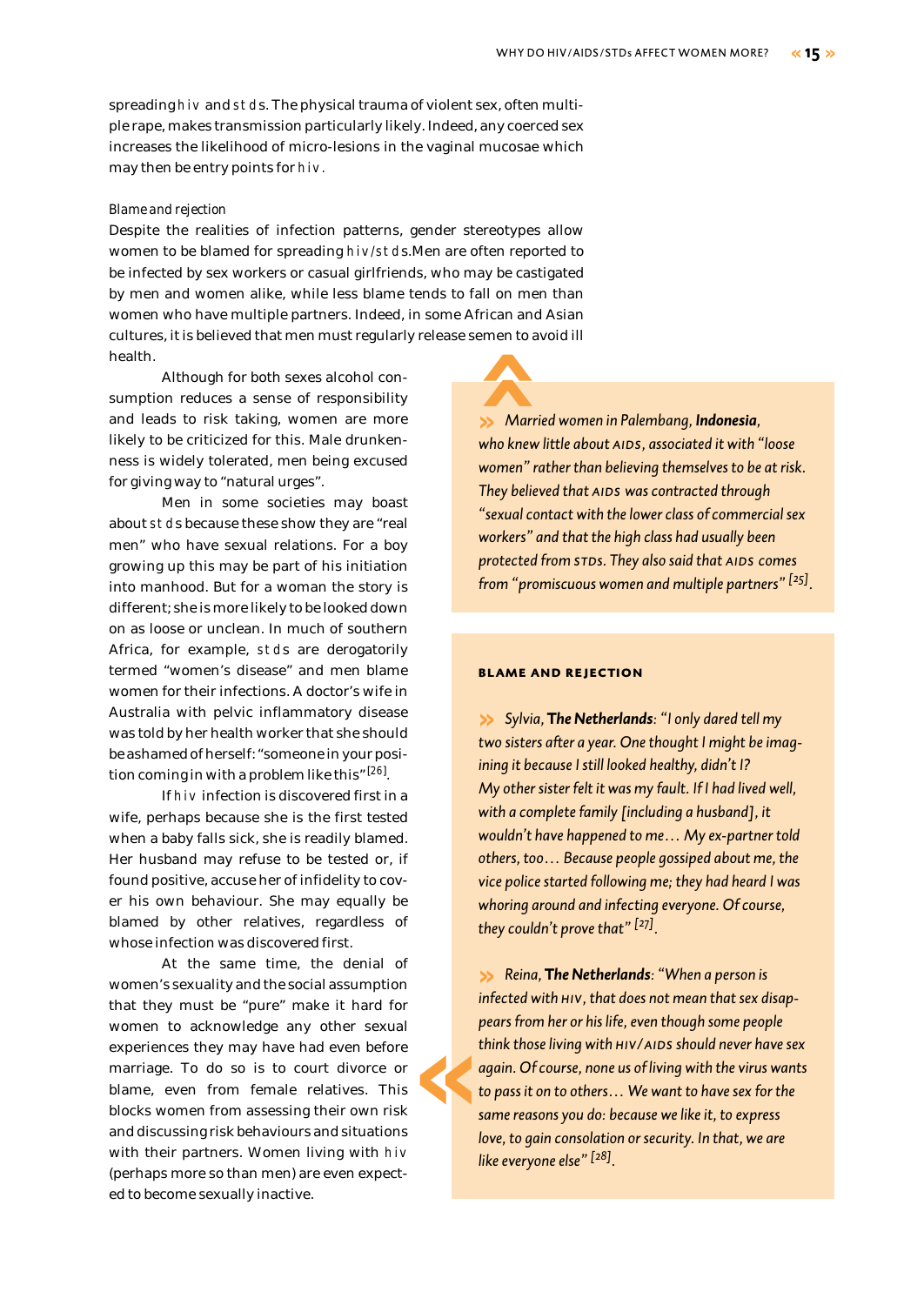spreading HIV and STDs. The physical trauma of violent sex, often multiple rape, makes transmission particularly likely. Indeed, any coerced sex increases the likelihood of micro-lesions in the vaginal mucosae which may then be entry points for HIV.

### Blame and rejection

Despite the realities of infection patterns, gender stereotypes allow women to be blamed for spreading HIV/STDs. Men are often reported to be infected by sex workers or casual girlfriends, who may be castigated by men and women alike, while less blame tends to fall on men than women who have multiple partners. Indeed, in some African and Asian cultures, it is believed that men must regularly release semen to avoid ill health.

Although for both sexes alcohol consumption reduces a sense of responsibility and leads to risk taking, women are more likely to be criticized for this. Male drunkenness is widely tolerated, men being excused for giving way to "natural urges".

Men in some societies may boast about STDs because these show they are "real men" who have sexual relations. For a boy growing up this may be part of his initiation into manhood. But for a woman the story is different; she is more likely to be looked down on as loose or unclean. In much of southern Africa, for example, STDs are derogatorily termed "women's disease" and men blame women for their infections. A doctor's wife in Australia with pelvic inflammatory disease was told by her health worker that she should be ashamed of herself: "someone in your position coming in with a problem like this"[26].

If HIV infection is discovered first in a wife, perhaps because she is the first tested when a baby falls sick, she is readily blamed. Her husband may refuse to be tested or, if found positive, accuse her of infidelity to cover his own behaviour. She may equally be blamed by other relatives, regardless of whose infection was discovered first.

At the same time, the denial of women's sexuality and the social assumption that they must be "pure" make it hard for women to acknowledge any other sexual experiences they may have had even before marriage. To do so is to court divorce or blame, even from female relatives. This blocks women from assessing their own risk and discussing risk behaviours and situations with their partners. Women living with HIV (perhaps more so than men) are even expected to become sexually inactive.

*» Married women in Palembang, **Indonesia**, who knew little about AIDS, associated it with "loose women" rather than believing themselves to be at risk. They believed that AIDS was contracted through "sexual contact with the lower class of commercial sex workers" and that the high class had usually been protected from STDs. They also said that AIDS comes from "promiscuous women and multiple partners"* [25].

#### BLAME AND REJECTION

*» Sylvia, **The Netherlands**: "I only dared tell my two sisters after a year. One thought I might be imagining it because I still looked healthy, didn't I? My other sister felt it was my fault. If I had lived well, with a complete family [including a husband], it wouldn't have happened to me… My ex-partner told others, too… Because people gossiped about me, the vice police started following me; they had heard I was whoring around and infecting everyone. Of course, they couldn't prove that"* [27].

*» Reina, **The Netherlands**: "When a person is infected with HIV, that does not mean that sex disappears from her or his life, even though some people think those living with HIV/AIDS should never have sex again. Of course, none us of living with the virus wants to pass it on to others… We want to have sex for the same reasons you do: because we like it, to express love, to gain consolation or security. In that, we are like everyone else"* [28].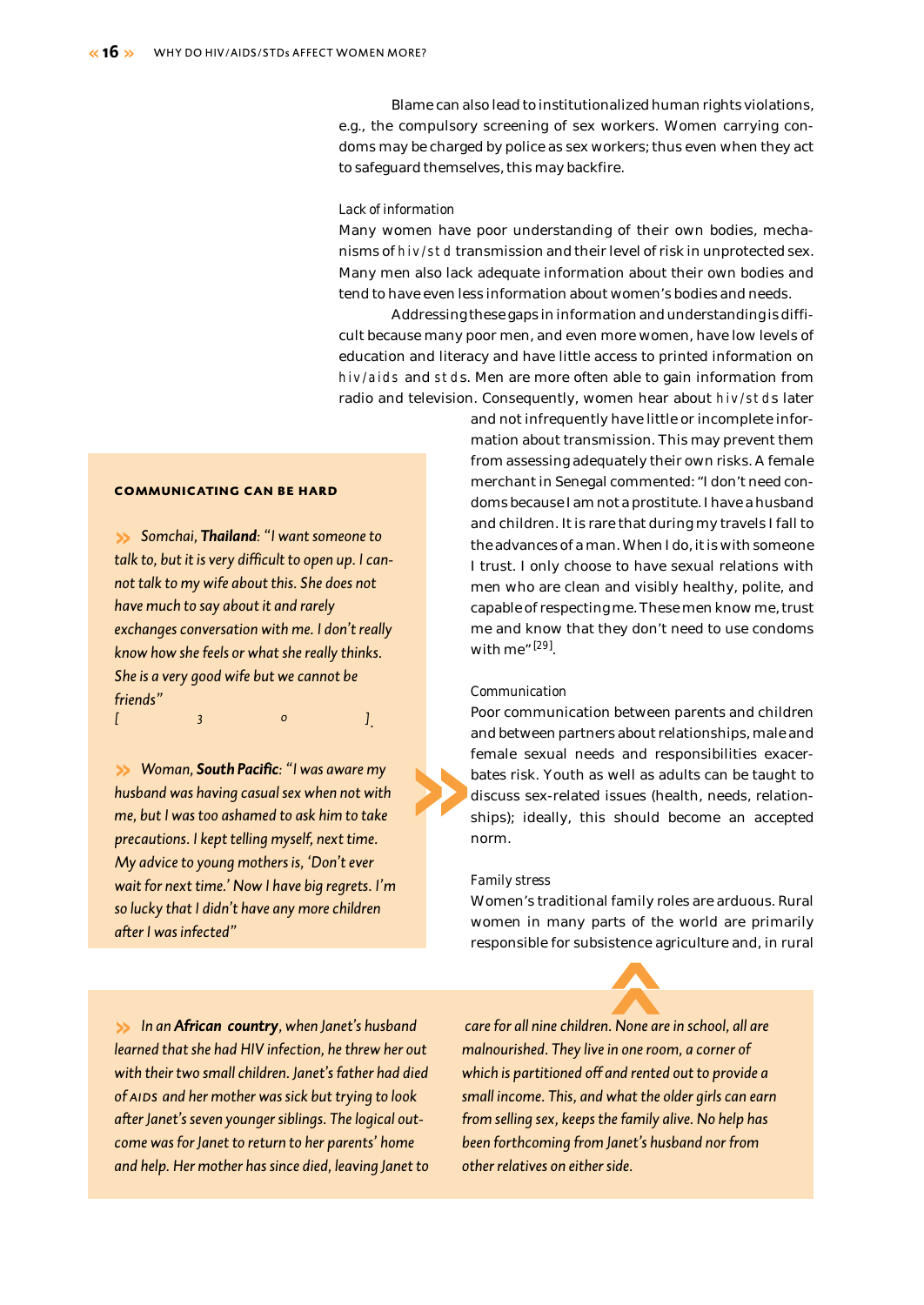Blame can also lead to institutionalized human rights violations, e.g., the compulsory screening of sex workers. Women carrying condoms may be charged by police as sex workers; thus even when they act to safeguard themselves, this may backfire.

### Lack of information

Many women have poor understanding of their own bodies, mechanisms of HIV/STD transmission and their level of risk in unprotected sex. Many men also lack adequate information about their own bodies and tend to have even less information about women's bodies and needs.

Addressing these gaps in information and understanding is difficult because many poor men, and even more women, have low levels of education and literacy and have little access to printed information on HIV/AIDS and STDs. Men are more often able to gain information from radio and television. Consequently, women hear about HIV/STDs later and not infrequently have little or incomplete information about transmission. This may prevent them from assessing adequately their own risks. A female merchant in Senegal commented: "I don't need condoms because I am not a prostitute. I have a husband and children. It is rare that during my travels I fall to the advances of a man. When I do, it is with someone I trust. I only choose to have sexual relations with men who are clean and visibly healthy, polite, and capable of respecting me. These men know me, trust me and know that they don't need to use condoms with me" [29].

### Communicating can be hard

*Somchai, **Thailand**: "I want someone to talk to, but it is very difficult to open up. I cannot talk to my wife about this. She does not have much to say about it and rarely exchanges conversation with me. I don't really know how she feels or what she really thinks. She is a very good wife but we cannot be friends"*
*[ 3 o ].*

*Woman, **South Pacific**: "I was aware my husband was having casual sex when not with me, but I was too ashamed to ask him to take precautions. I kept telling myself, next time. My advice to young mothers is, 'Don't ever wait for next time.' Now I have big regrets. I'm so lucky that I didn't have any more children after I was infected"*

### Communication

Poor communication between parents and children and between partners about relationships, male and female sexual needs and responsibilities exacerbates risk. Youth as well as adults can be taught to discuss sex-related issues (health, needs, relationships); ideally, this should become an accepted norm.

### Family stress

Women's traditional family roles are arduous. Rural women in many parts of the world are primarily responsible for subsistence agriculture and, in rural

*In an **African country**, when Janet's husband learned that she had HIV infection, he threw her out with their two small children. Janet's father had died of AIDS and her mother was sick but trying to look after Janet's seven younger siblings. The logical outcome was for Janet to return to her parents' home and help. Her mother has since died, leaving Janet to care for all nine children. None are in school, all are malnourished. They live in one room, a corner of which is partitioned off and rented out to provide a small income. This, and what the older girls can earn from selling sex, keeps the family alive. No help has been forthcoming from Janet's husband nor from other relatives on either side.*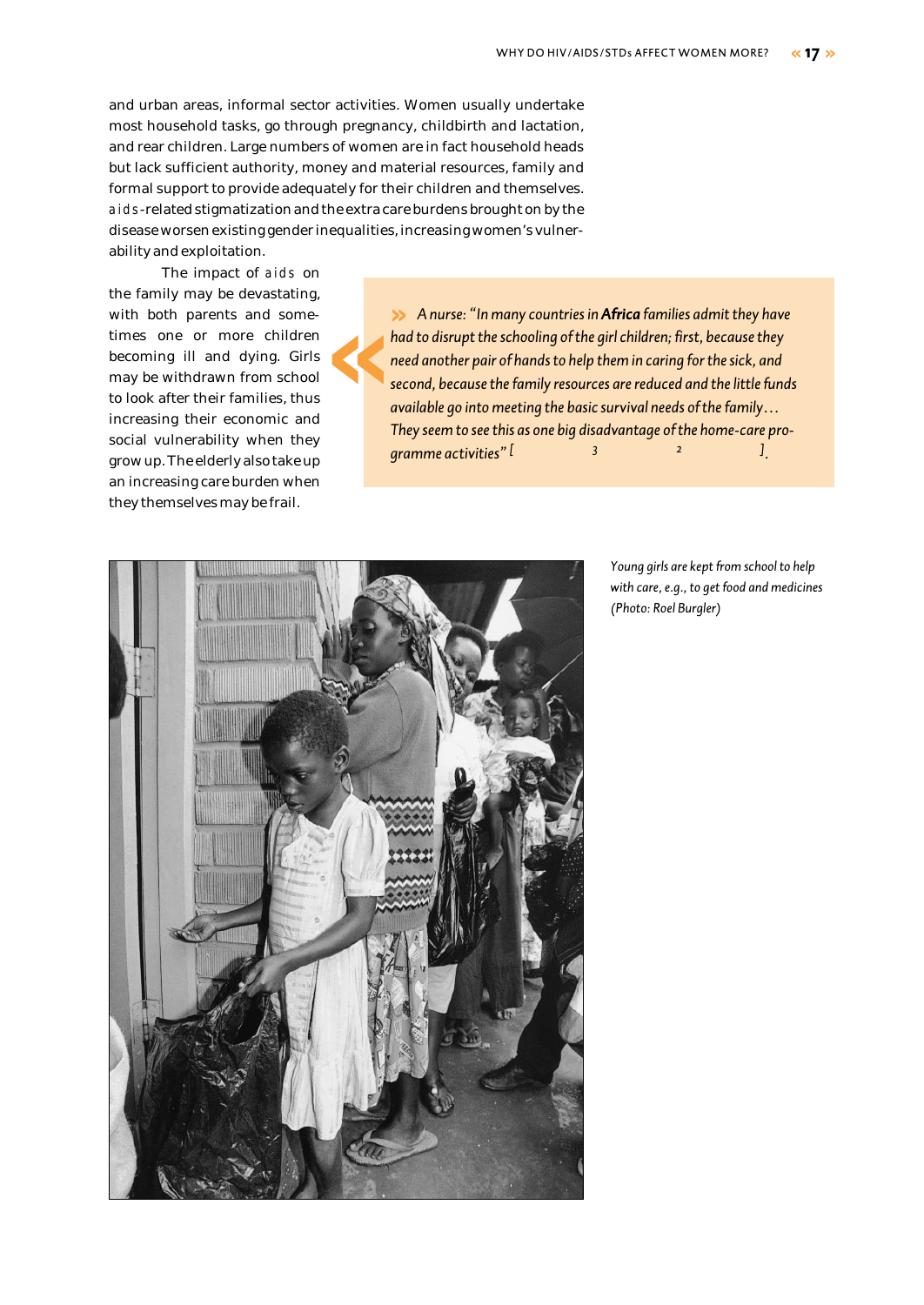and urban areas, informal sector activities. Women usually undertake most household tasks, go through pregnancy, childbirth and lactation, and rear children. Large numbers of women are in fact household heads but lack sufficient authority, money and material resources, family and formal support to provide adequately for their children and themselves. aids-related stigmatization and the extra care burdens brought on by the disease worsen existing gender inequalities, increasing women's vulnerability and exploitation.

The impact of aids on the family may be devastating, with both parents and sometimes one or more children becoming ill and dying. Girls may be withdrawn from school to look after their families, thus increasing their economic and social vulnerability when they grow up. The elderly also take up an increasing care burden when they themselves may be frail.

> *A nurse: "In many countries in **Africa** families admit they have had to disrupt the schooling of the girl children; first, because they need another pair of hands to help them in caring for the sick, and second, because the family resources are reduced and the little funds available go into meeting the basic survival needs of the family… They seem to see this as one big disadvantage of the home-care programme activities"* [ 3 2 ].

*Young girls are kept from school to help with care, e.g., to get food and medicines (Photo: Roel Burgler)*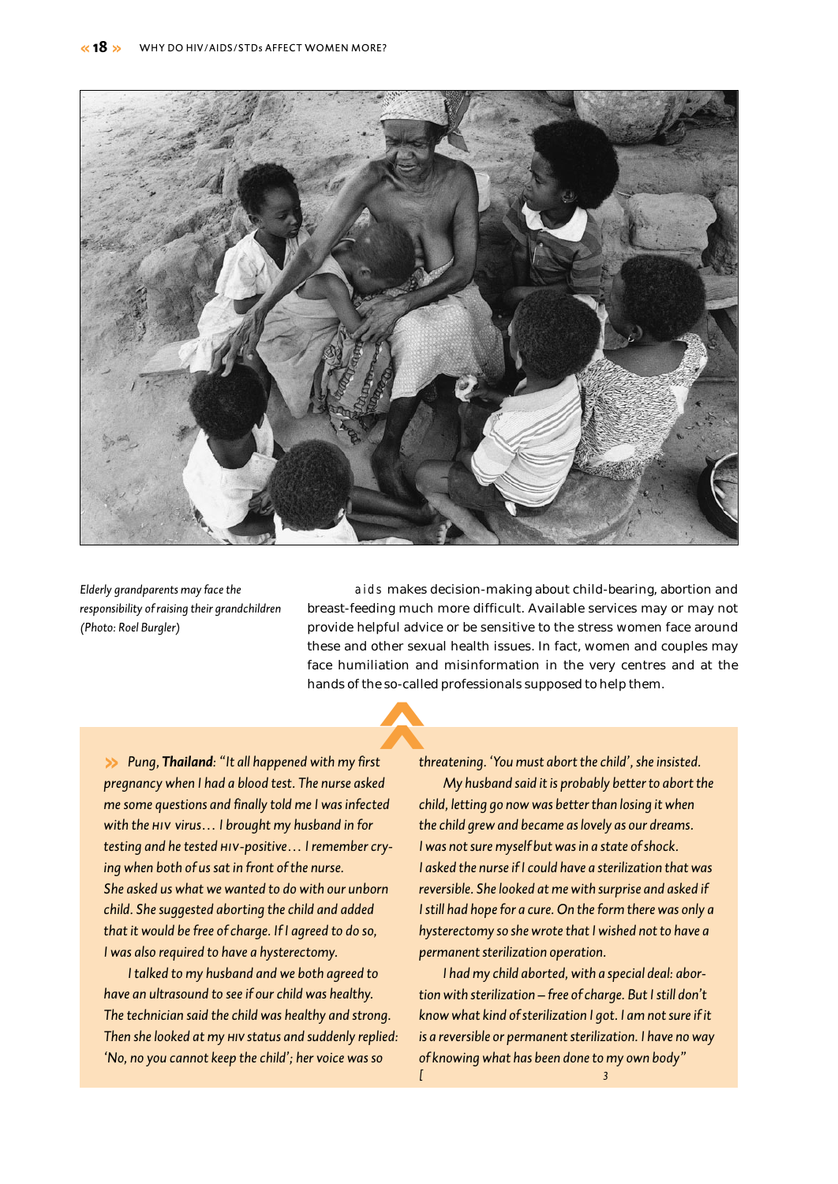*Elderly grandparents may face the responsibility of raising their grandchildren (Photo: Roel Burgler)*

AIDS makes decision-making about child-bearing, abortion and breast-feeding much more difficult. Available services may or may not provide helpful advice or be sensitive to the stress women face around these and other sexual health issues. In fact, women and couples may face humiliation and misinformation in the very centres and at the hands of the so-called professionals supposed to help them.

*Pung, **Thailand**: "It all happened with my first pregnancy when I had a blood test. The nurse asked me some questions and finally told me I was infected with the HIV virus… I brought my husband in for testing and he tested HIV-positive… I remember crying when both of us sat in front of the nurse. She asked us what we wanted to do with our unborn child. She suggested aborting the child and added that it would be free of charge. If I agreed to do so, I was also required to have a hysterectomy.*

*I talked to my husband and we both agreed to have an ultrasound to see if our child was healthy. The technician said the child was healthy and strong. Then she looked at my HIV status and suddenly replied: 'No, no you cannot keep the child'; her voice was so threatening. 'You must abort the child', she insisted.*

*My husband said it is probably better to abort the child, letting go now was better than losing it when the child grew and became as lovely as our dreams. I was not sure myself but was in a state of shock. I asked the nurse if I could have a sterilization that was reversible. She looked at me with surprise and asked if I still had hope for a cure. On the form there was only a hysterectomy so she wrote that I wished not to have a permanent sterilization operation.*

*I had my child aborted, with a special deal: abortion with sterilization – free of charge. But I still don't know what kind of sterilization I got. I am not sure if it is a reversible or permanent sterilization. I have no way of knowing what has been done to my own body"*
*[ 3*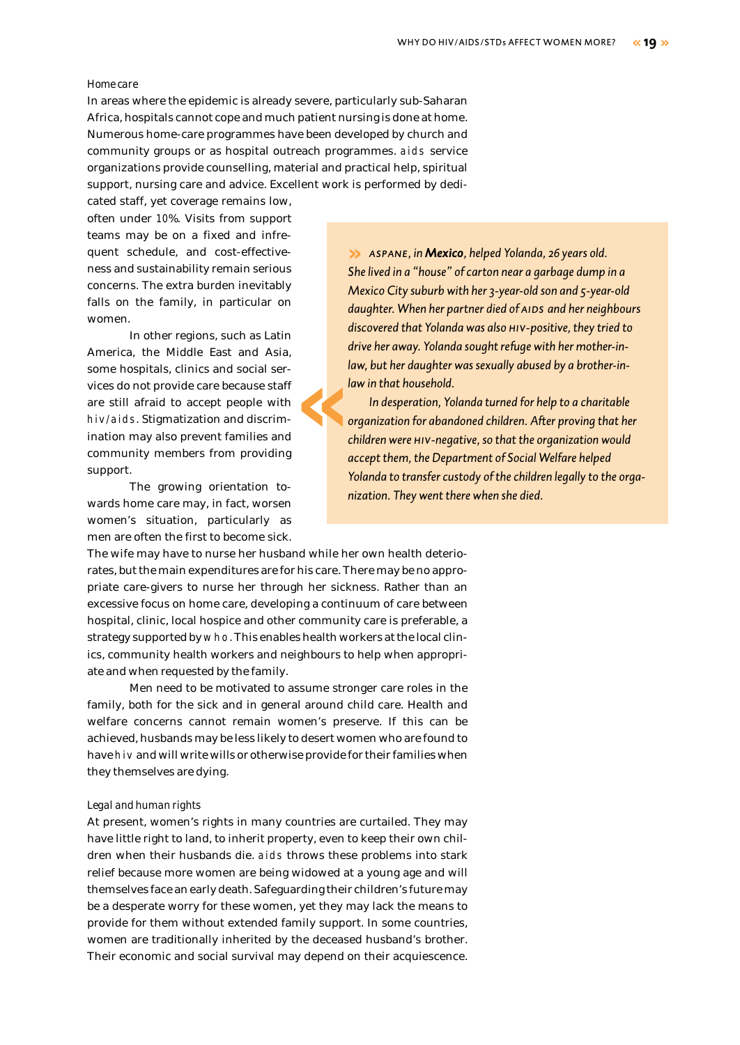### Home care

In areas where the epidemic is already severe, particularly sub-Saharan Africa, hospitals cannot cope and much patient nursing is done at home. Numerous home-care programmes have been developed by church and community groups or as hospital outreach programmes. AIDS service organizations provide counselling, material and practical help, spiritual support, nursing care and advice. Excellent work is performed by dedicated staff, yet coverage remains low, often under 10%. Visits from support teams may be on a fixed and infrequent schedule, and cost-effectiveness and sustainability remain serious concerns. The extra burden inevitably falls on the family, in particular on women.

In other regions, such as Latin America, the Middle East and Asia, some hospitals, clinics and social services do not provide care because staff are still afraid to accept people with HIV/AIDS. Stigmatization and discrimination may also prevent families and community members from providing support.

The growing orientation towards home care may, in fact, worsen women's situation, particularly as men are often the first to become sick. The wife may have to nurse her husband while her own health deteriorates, but the main expenditures are for his care. There may be no appropriate care-givers to nurse her through her sickness. Rather than an excessive focus on home care, developing a continuum of care between hospital, clinic, local hospice and other community care is preferable, a strategy supported by WHO. This enables health workers at the local clinics, community health workers and neighbours to help when appropriate and when requested by the family.

Men need to be motivated to assume stronger care roles in the family, both for the sick and in general around child care. Health and welfare concerns cannot remain women's preserve. If this can be achieved, husbands may be less likely to desert women who are found to have HIV and will write wills or otherwise provide for their families when they themselves are dying.

> *ASPANE, in **Mexico**, helped Yolanda, 26 years old. She lived in a "house" of carton near a garbage dump in a Mexico City suburb with her 3-year-old son and 5-year-old daughter. When her partner died of AIDS and her neighbours discovered that Yolanda was also HIV-positive, they tried to drive her away. Yolanda sought refuge with her mother-in-law, but her daughter was sexually abused by a brother-in-law in that household.*
>
> *In desperation, Yolanda turned for help to a charitable organization for abandoned children. After proving that her children were HIV-negative, so that the organization would accept them, the Department of Social Welfare helped Yolanda to transfer custody of the children legally to the organization. They went there when she died.*

### Legal and human rights

At present, women's rights in many countries are curtailed. They may have little right to land, to inherit property, even to keep their own children when their husbands die. AIDS throws these problems into stark relief because more women are being widowed at a young age and will themselves face an early death. Safeguarding their children's future may be a desperate worry for these women, yet they may lack the means to provide for them without extended family support. In some countries, women are traditionally inherited by the deceased husband's brother. Their economic and social survival may depend on their acquiescence.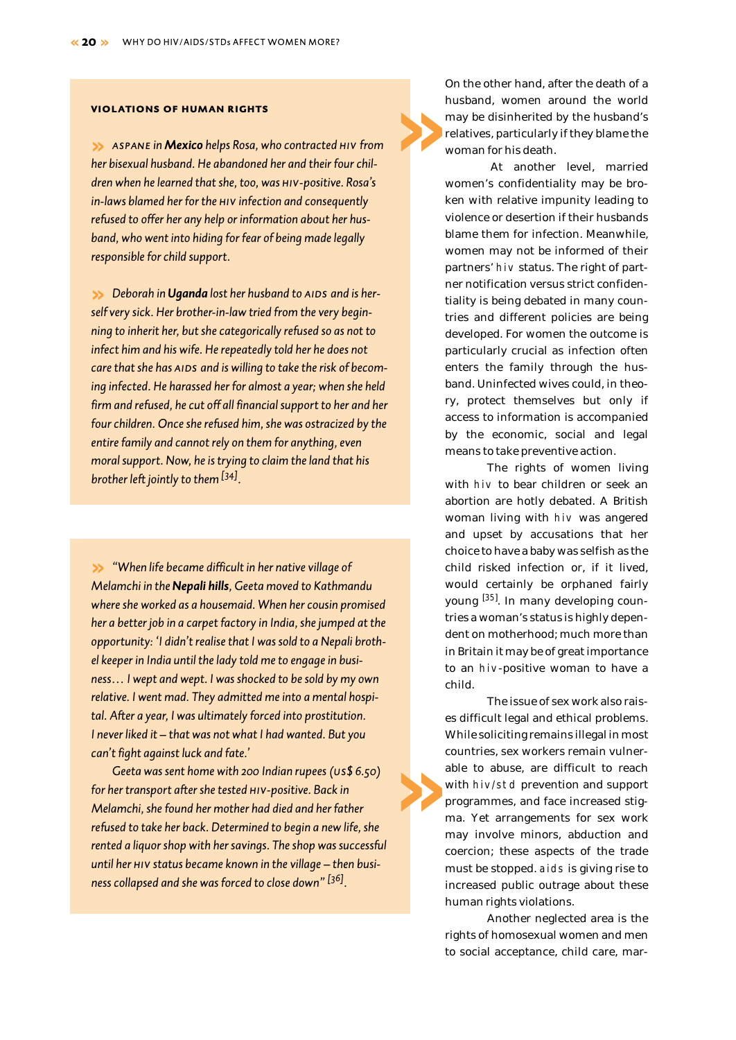### VIOLATIONS OF HUMAN RIGHTS

» *ASPANE in* ***Mexico*** *helps Rosa, who contracted HIV from her bisexual husband. He abandoned her and their four children when he learned that she, too, was HIV-positive. Rosa's in-laws blamed her for the HIV infection and consequently refused to offer her any help or information about her husband, who went into hiding for fear of being made legally responsible for child support.*

» *Deborah in* ***Uganda*** *lost her husband to AIDS and is herself very sick. Her brother-in-law tried from the very beginning to inherit her, but she categorically refused so as not to infect him and his wife. He repeatedly told her he does not care that she has AIDS and is willing to take the risk of becoming infected. He harassed her for almost a year; when she held firm and refused, he cut off all financial support to her and her four children. Once she refused him, she was ostracized by the entire family and cannot rely on them for anything, even moral support. Now, he is trying to claim the land that his brother left jointly to them* [34].

» *"When life became difficult in her native village of Melamchi in the* ***Nepali hills****, Geeta moved to Kathmandu where she worked as a housemaid. When her cousin promised her a better job in a carpet factory in India, she jumped at the opportunity: 'I didn't realise that I was sold to a Nepali brothel keeper in India until the lady told me to engage in business… I wept and wept. I was shocked to be sold by my own relative. I went mad. They admitted me into a mental hospital. After a year, I was ultimately forced into prostitution. I never liked it – that was not what I had wanted. But you can't fight against luck and fate.'*

*Geeta was sent home with 200 Indian rupees (US$ 6.50) for her transport after she tested HIV-positive. Back in Melamchi, she found her mother had died and her father refused to take her back. Determined to begin a new life, she rented a liquor shop with her savings. The shop was successful until her HIV status became known in the village – then business collapsed and she was forced to close down"* [36].

On the other hand, after the death of a husband, women around the world may be disinherited by the husband's relatives, particularly if they blame the woman for his death.

At another level, married women's confidentiality may be broken with relative impunity leading to violence or desertion if their husbands blame them for infection. Meanwhile, women may not be informed of their partners' HIV status. The right of partner notification versus strict confidentiality is being debated in many countries and different policies are being developed. For women the outcome is particularly crucial as infection often enters the family through the husband. Uninfected wives could, in theory, protect themselves but only if access to information is accompanied by the economic, social and legal means to take preventive action.

The rights of women living with HIV to bear children or seek an abortion are hotly debated. A British woman living with HIV was angered and upset by accusations that her choice to have a baby was selfish as the child risked infection or, if it lived, would certainly be orphaned fairly young [35]. In many developing countries a woman's status is highly dependent on motherhood; much more than in Britain it may be of great importance to an HIV-positive woman to have a child.

The issue of sex work also raises difficult legal and ethical problems. While soliciting remains illegal in most countries, sex workers remain vulnerable to abuse, are difficult to reach with HIV/STD prevention and support programmes, and face increased stigma. Yet arrangements for sex work may involve minors, abduction and coercion; these aspects of the trade must be stopped. AIDS is giving rise to increased public outrage about these human rights violations.

Another neglected area is the rights of homosexual women and men to social acceptance, child care, mar-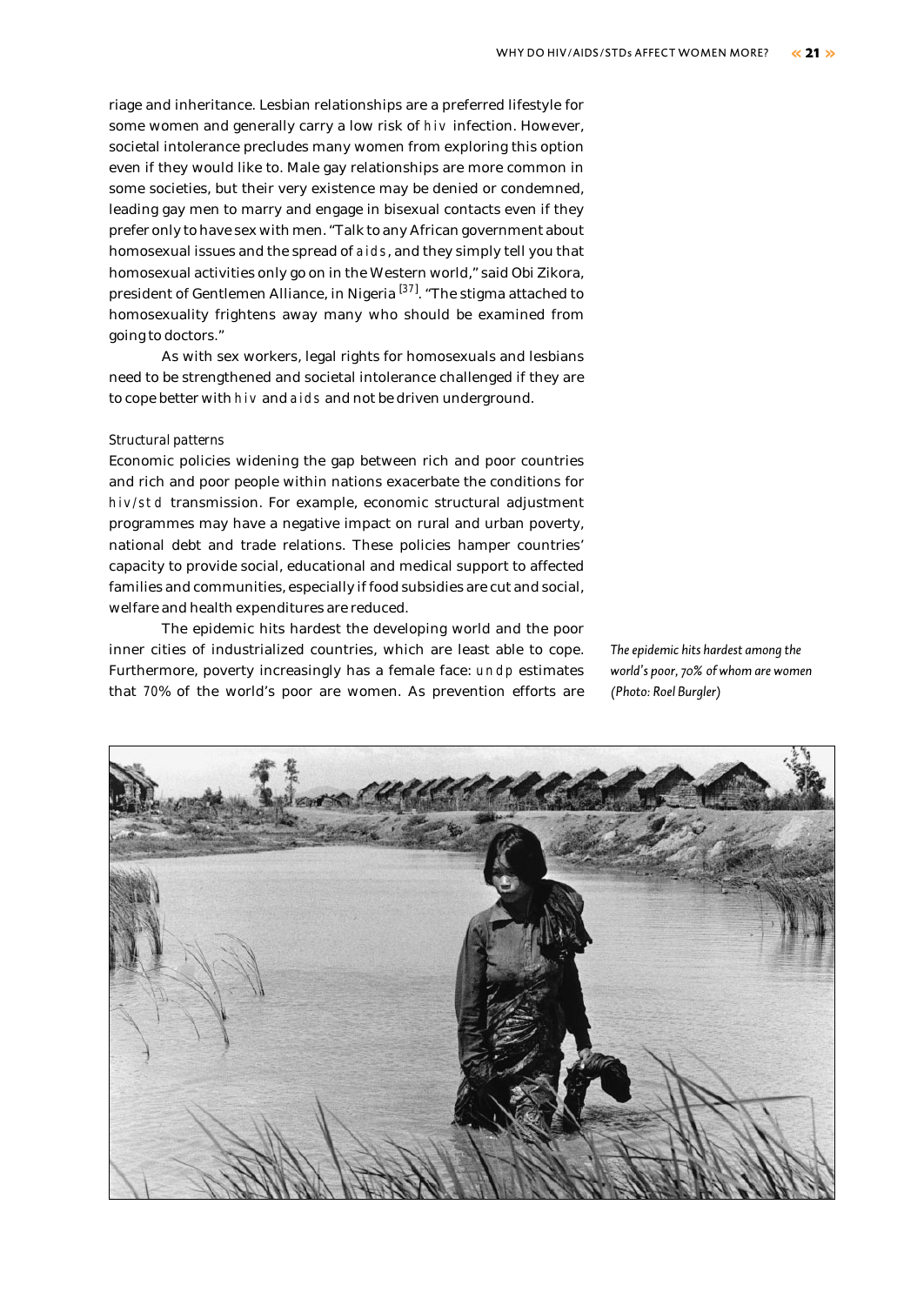riage and inheritance. Lesbian relationships are a preferred lifestyle for some women and generally carry a low risk of hiv infection. However, societal intolerance precludes many women from exploring this option even if they would like to. Male gay relationships are more common in some societies, but their very existence may be denied or condemned, leading gay men to marry and engage in bisexual contacts even if they prefer only to have sex with men. "Talk to any African government about homosexual issues and the spread of aids, and they simply tell you that homosexual activities only go on in the Western world," said Obi Zikora, president of Gentlemen Alliance, in Nigeria [37]. "The stigma attached to homosexuality frightens away many who should be examined from going to doctors."

As with sex workers, legal rights for homosexuals and lesbians need to be strengthened and societal intolerance challenged if they are to cope better with hiv and aids and not be driven underground.

*Structural patterns*

Economic policies widening the gap between rich and poor countries and rich and poor people within nations exacerbate the conditions for hiv/std transmission. For example, economic structural adjustment programmes may have a negative impact on rural and urban poverty, national debt and trade relations. These policies hamper countries' capacity to provide social, educational and medical support to affected families and communities, especially if food subsidies are cut and social, welfare and health expenditures are reduced.

The epidemic hits hardest the developing world and the poor inner cities of industrialized countries, which are least able to cope. Furthermore, poverty increasingly has a female face: undp estimates that 70% of the world's poor are women. As prevention efforts are

*The epidemic hits hardest among the world's poor, 70% of whom are women (Photo: Roel Burgler)*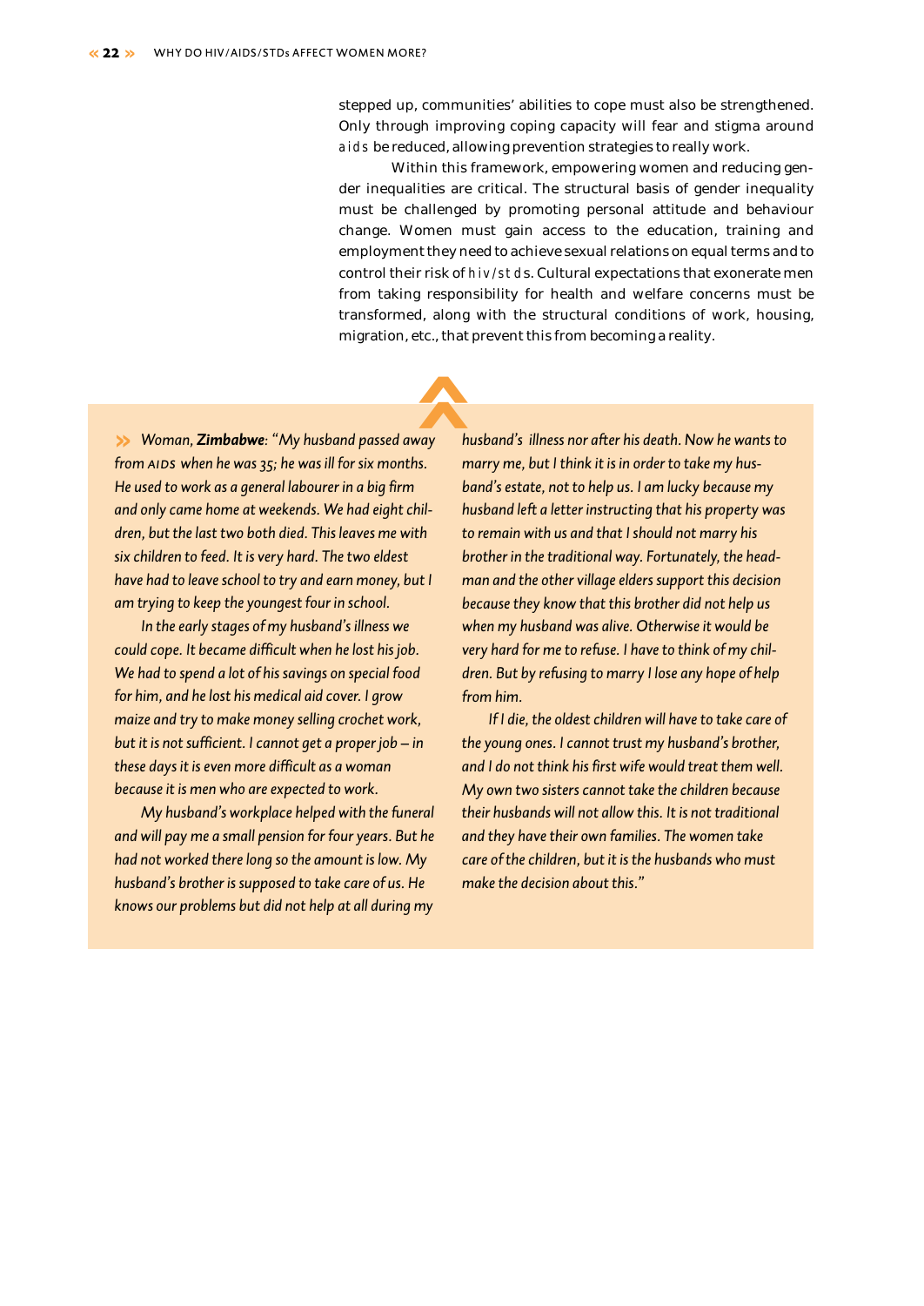stepped up, communities' abilities to cope must also be strengthened. Only through improving coping capacity will fear and stigma around aids be reduced, allowing prevention strategies to really work.

Within this framework, empowering women and reducing gender inequalities are critical. The structural basis of gender inequality must be challenged by promoting personal attitude and behaviour change. Women must gain access to the education, training and employment they need to achieve sexual relations on equal terms and to control their risk of hiv/stds. Cultural expectations that exonerate men from taking responsibility for health and welfare concerns must be transformed, along with the structural conditions of work, housing, migration, etc., that prevent this from becoming a reality.

*Woman, **Zimbabwe**: "My husband passed away from AIDS when he was 35; he was ill for six months. He used to work as a general labourer in a big firm and only came home at weekends. We had eight children, but the last two both died. This leaves me with six children to feed. It is very hard. The two eldest have had to leave school to try and earn money, but I am trying to keep the youngest four in school.*

*In the early stages of my husband's illness we could cope. It became difficult when he lost his job. We had to spend a lot of his savings on special food for him, and he lost his medical aid cover. I grow maize and try to make money selling crochet work, but it is not sufficient. I cannot get a proper job – in these days it is even more difficult as a woman because it is men who are expected to work.*

*My husband's workplace helped with the funeral and will pay me a small pension for four years. But he had not worked there long so the amount is low. My husband's brother is supposed to take care of us. He knows our problems but did not help at all during my husband's illness nor after his death. Now he wants to marry me, but I think it is in order to take my husband's estate, not to help us. I am lucky because my husband left a letter instructing that his property was to remain with us and that I should not marry his brother in the traditional way. Fortunately, the headman and the other village elders support this decision because they know that this brother did not help us when my husband was alive. Otherwise it would be very hard for me to refuse. I have to think of my children. But by refusing to marry I lose any hope of help from him.*

*If I die, the oldest children will have to take care of the young ones. I cannot trust my husband's brother, and I do not think his first wife would treat them well. My own two sisters cannot take the children because their husbands will not allow this. It is not traditional and they have their own families. The women take care of the children, but it is the husbands who must make the decision about this."*